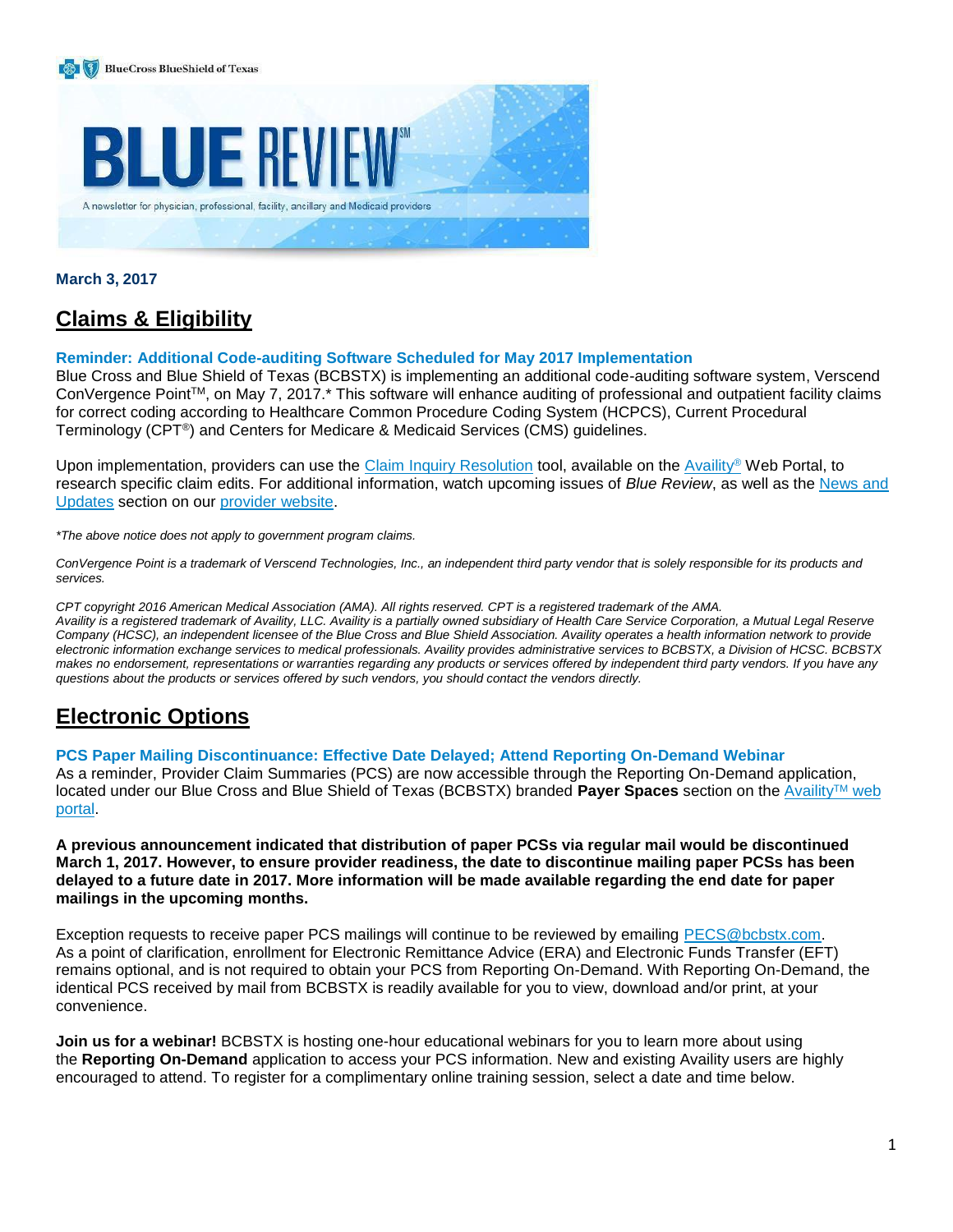BlueCross BlueShield of Texas

# BLUE REVIEW

A newsletter for physician, professional, facility, ancillary and Medicaid providers

**March 3, 2017**

## Claims & Eligibility

### Reminder: Additional Code-auditing Software Scheduled for May 2017 Implementation

Blue Cross and Blue Shield of Texas (BCBSTX) is implementing an additional code-auditing software system, Verscend ConVergence Point™, on May 7, 2017.* This software will enhance auditing of professional and outpatient facility claims for correct coding according to Healthcare Common Procedure Coding System (HCPCS), Current Procedural Terminology (CPT®) and Centers for Medicare & Medicaid Services (CMS) guidelines.

Upon implementation, providers can use the Claim Inquiry Resolution tool, available on the Availity® Web Portal, to research specific claim edits. For additional information, watch upcoming issues of *Blue Review*, as well as the News and Updates section on our provider website.

*\*The above notice does not apply to government program claims.*

*ConVergence Point is a trademark of Verscend Technologies, Inc., an independent third party vendor that is solely responsible for its products and services.*

*CPT copyright 2016 American Medical Association (AMA). All rights reserved. CPT is a registered trademark of the AMA.*
*Availity is a registered trademark of Availity, LLC. Availity is a partially owned subsidiary of Health Care Service Corporation, a Mutual Legal Reserve Company (HCSC), an independent licensee of the Blue Cross and Blue Shield Association. Availity operates a health information network to provide electronic information exchange services to medical professionals. Availity provides administrative services to BCBSTX, a Division of HCSC. BCBSTX makes no endorsement, representations or warranties regarding any products or services offered by independent third party vendors. If you have any questions about the products or services offered by such vendors, you should contact the vendors directly.*

## Electronic Options

### PCS Paper Mailing Discontinuance: Effective Date Delayed; Attend Reporting On-Demand Webinar

As a reminder, Provider Claim Summaries (PCS) are now accessible through the Reporting On-Demand application, located under our Blue Cross and Blue Shield of Texas (BCBSTX) branded **Payer Spaces** section on the Availity™ web portal.

**A previous announcement indicated that distribution of paper PCSs via regular mail would be discontinued March 1, 2017. However, to ensure provider readiness, the date to discontinue mailing paper PCSs has been delayed to a future date in 2017. More information will be made available regarding the end date for paper mailings in the upcoming months.**

Exception requests to receive paper PCS mailings will continue to be reviewed by emailing PECS@bcbstx.com. As a point of clarification, enrollment for Electronic Remittance Advice (ERA) and Electronic Funds Transfer (EFT) remains optional, and is not required to obtain your PCS from Reporting On-Demand. With Reporting On-Demand, the identical PCS received by mail from BCBSTX is readily available for you to view, download and/or print, at your convenience.

**Join us for a webinar!** BCBSTX is hosting one-hour educational webinars for you to learn more about using the **Reporting On-Demand** application to access your PCS information. New and existing Availity users are highly encouraged to attend. To register for a complimentary online training session, select a date and time below.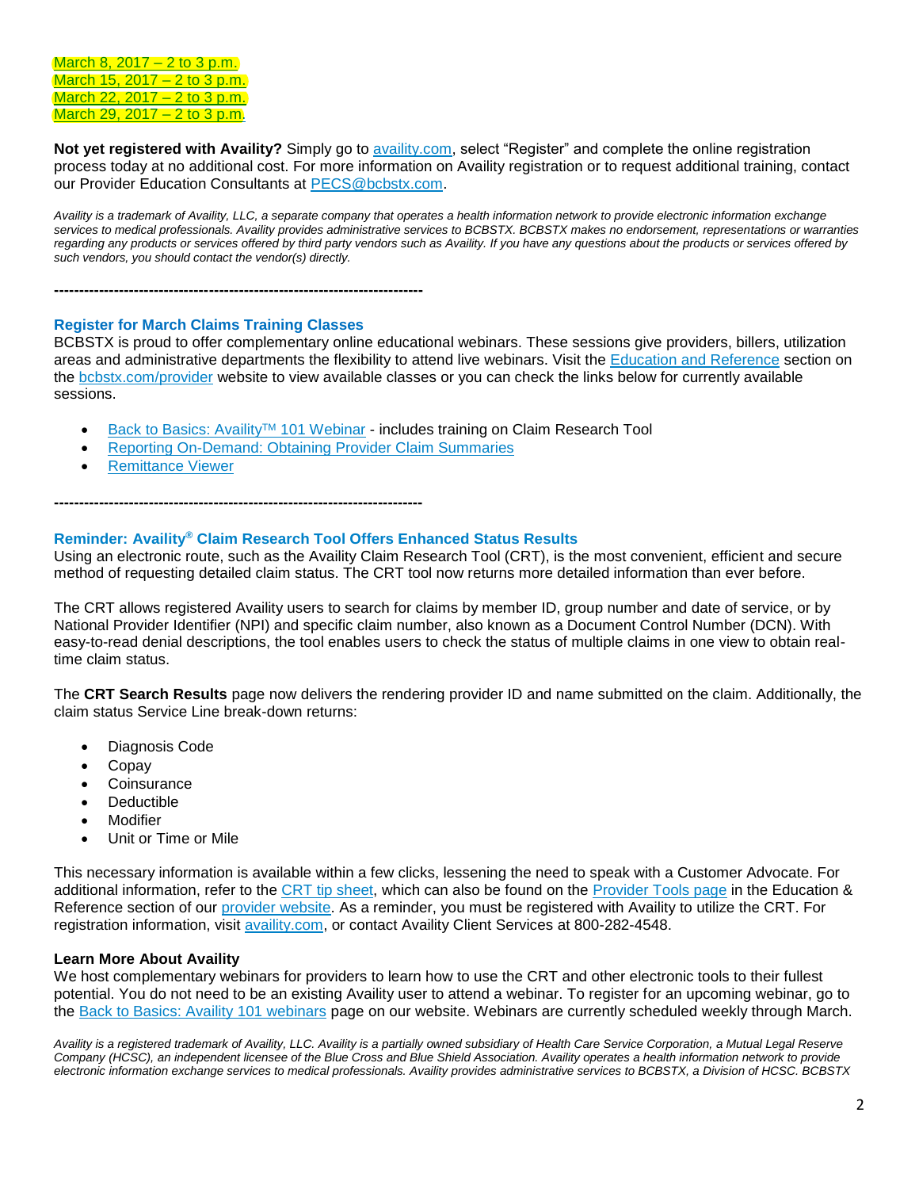March 8, 2017 – 2 to 3 p.m.
March 15, 2017 – 2 to 3 p.m.
March 22, 2017 – 2 to 3 p.m.
March 29, 2017 – 2 to 3 p.m.

**Not yet registered with Availity?** Simply go to availity.com, select "Register" and complete the online registration process today at no additional cost. For more information on Availity registration or to request additional training, contact our Provider Education Consultants at PECS@bcbstx.com.

*Availity is a trademark of Availity, LLC, a separate company that operates a health information network to provide electronic information exchange services to medical professionals. Availity provides administrative services to BCBSTX. BCBSTX makes no endorsement, representations or warranties regarding any products or services offered by third party vendors such as Availity. If you have any questions about the products or services offered by such vendors, you should contact the vendor(s) directly.*

**------------------------------------------------------------------------**

### Register for March Claims Training Classes

BCBSTX is proud to offer complementary online educational webinars. These sessions give providers, billers, utilization areas and administrative departments the flexibility to attend live webinars. Visit the Education and Reference section on the bcbstx.com/provider website to view available classes or you can check the links below for currently available sessions.

- Back to Basics: Availity™ 101 Webinar - includes training on Claim Research Tool
- Reporting On-Demand: Obtaining Provider Claim Summaries
- Remittance Viewer

**------------------------------------------------------------------------**

### Reminder: Availity® Claim Research Tool Offers Enhanced Status Results

Using an electronic route, such as the Availity Claim Research Tool (CRT), is the most convenient, efficient and secure method of requesting detailed claim status. The CRT tool now returns more detailed information than ever before.

The CRT allows registered Availity users to search for claims by member ID, group number and date of service, or by National Provider Identifier (NPI) and specific claim number, also known as a Document Control Number (DCN). With easy-to-read denial descriptions, the tool enables users to check the status of multiple claims in one view to obtain real-time claim status.

The **CRT Search Results** page now delivers the rendering provider ID and name submitted on the claim. Additionally, the claim status Service Line break-down returns:

- Diagnosis Code
- Copay
- Coinsurance
- Deductible
- Modifier
- Unit or Time or Mile

This necessary information is available within a few clicks, lessening the need to speak with a Customer Advocate. For additional information, refer to the CRT tip sheet, which can also be found on the Provider Tools page in the Education & Reference section of our provider website. As a reminder, you must be registered with Availity to utilize the CRT. For registration information, visit availity.com, or contact Availity Client Services at 800-282-4548.

**Learn More About Availity**

We host complementary webinars for providers to learn how to use the CRT and other electronic tools to their fullest potential. You do not need to be an existing Availity user to attend a webinar. To register for an upcoming webinar, go to the Back to Basics: Availity 101 webinars page on our website. Webinars are currently scheduled weekly through March.

*Availity is a registered trademark of Availity, LLC. Availity is a partially owned subsidiary of Health Care Service Corporation, a Mutual Legal Reserve Company (HCSC), an independent licensee of the Blue Cross and Blue Shield Association. Availity operates a health information network to provide electronic information exchange services to medical professionals. Availity provides administrative services to BCBSTX, a Division of HCSC. BCBSTX*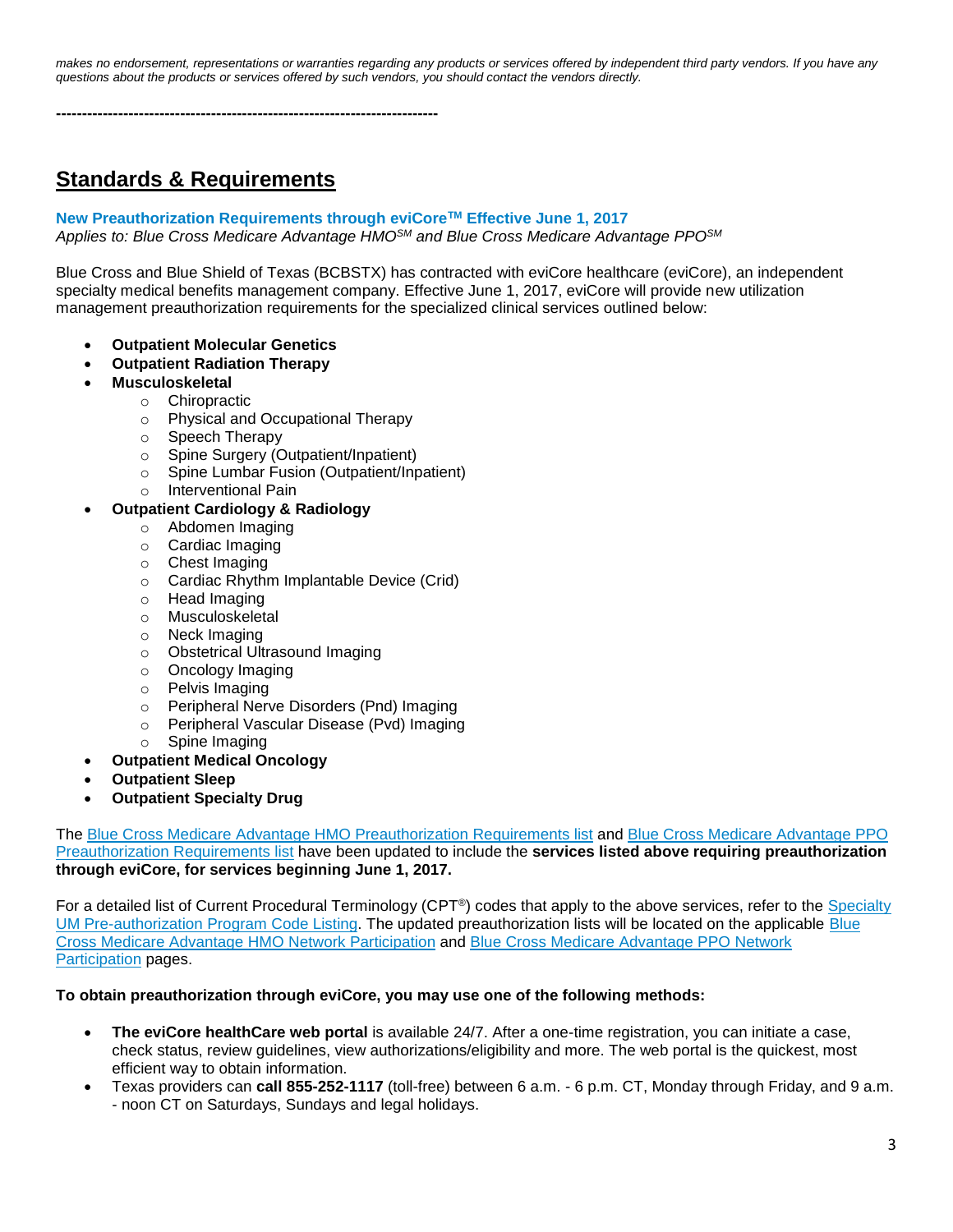*makes no endorsement, representations or warranties regarding any products or services offered by independent third party vendors. If you have any questions about the products or services offered by such vendors, you should contact the vendors directly.*

**--------------------------------------------------------------------------**

## Standards & Requirements

**New Preauthorization Requirements through eviCore[TM] Effective June 1, 2017**
*Applies to: Blue Cross Medicare Advantage HMO[SM] and Blue Cross Medicare Advantage PPO[SM]*

Blue Cross and Blue Shield of Texas (BCBSTX) has contracted with eviCore healthcare (eviCore), an independent specialty medical benefits management company. Effective June 1, 2017, eviCore will provide new utilization management preauthorization requirements for the specialized clinical services outlined below:

- **Outpatient Molecular Genetics**
- **Outpatient Radiation Therapy**
- **Musculoskeletal**
  - Chiropractic
  - Physical and Occupational Therapy
  - Speech Therapy
  - Spine Surgery (Outpatient/Inpatient)
  - Spine Lumbar Fusion (Outpatient/Inpatient)
  - Interventional Pain
- **Outpatient Cardiology & Radiology**
  - Abdomen Imaging
  - Cardiac Imaging
  - Chest Imaging
  - Cardiac Rhythm Implantable Device (Crid)
  - Head Imaging
  - Musculoskeletal
  - Neck Imaging
  - Obstetrical Ultrasound Imaging
  - Oncology Imaging
  - Pelvis Imaging
  - Peripheral Nerve Disorders (Pnd) Imaging
  - Peripheral Vascular Disease (Pvd) Imaging
  - Spine Imaging
- **Outpatient Medical Oncology**
- **Outpatient Sleep**
- **Outpatient Specialty Drug**

The Blue Cross Medicare Advantage HMO Preauthorization Requirements list and Blue Cross Medicare Advantage PPO Preauthorization Requirements list have been updated to include the **services listed above requiring preauthorization through eviCore, for services beginning June 1, 2017.**

For a detailed list of Current Procedural Terminology (CPT®) codes that apply to the above services, refer to the Specialty UM Pre-authorization Program Code Listing. The updated preauthorization lists will be located on the applicable Blue Cross Medicare Advantage HMO Network Participation and Blue Cross Medicare Advantage PPO Network Participation pages.

**To obtain preauthorization through eviCore, you may use one of the following methods:**

- **The eviCore healthCare web portal** is available 24/7. After a one-time registration, you can initiate a case, check status, review guidelines, view authorizations/eligibility and more. The web portal is the quickest, most efficient way to obtain information.
- Texas providers can **call 855-252-1117** (toll-free) between 6 a.m. - 6 p.m. CT, Monday through Friday, and 9 a.m. - noon CT on Saturdays, Sundays and legal holidays.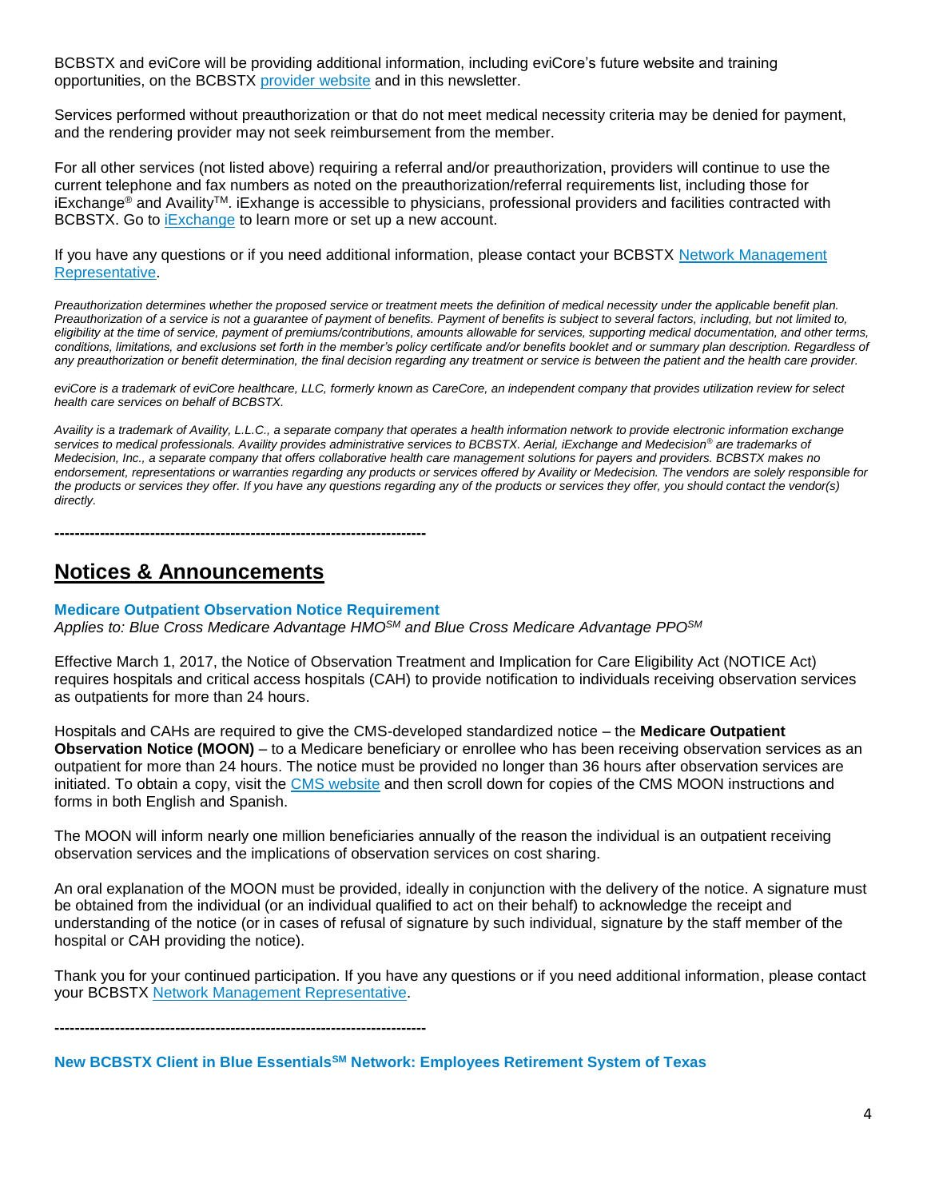BCBSTX and eviCore will be providing additional information, including eviCore's future website and training opportunities, on the BCBSTX provider website and in this newsletter.

Services performed without preauthorization or that do not meet medical necessity criteria may be denied for payment, and the rendering provider may not seek reimbursement from the member.

For all other services (not listed above) requiring a referral and/or preauthorization, providers will continue to use the current telephone and fax numbers as noted on the preauthorization/referral requirements list, including those for iExchange® and Availity™. iExhange is accessible to physicians, professional providers and facilities contracted with BCBSTX. Go to iExchange to learn more or set up a new account.

If you have any questions or if you need additional information, please contact your BCBSTX Network Management Representative.

*Preauthorization determines whether the proposed service or treatment meets the definition of medical necessity under the applicable benefit plan. Preauthorization of a service is not a guarantee of payment of benefits. Payment of benefits is subject to several factors, including, but not limited to, eligibility at the time of service, payment of premiums/contributions, amounts allowable for services, supporting medical documentation, and other terms, conditions, limitations, and exclusions set forth in the member's policy certificate and/or benefits booklet and or summary plan description. Regardless of any preauthorization or benefit determination, the final decision regarding any treatment or service is between the patient and the health care provider.*

*eviCore is a trademark of eviCore healthcare, LLC, formerly known as CareCore, an independent company that provides utilization review for select health care services on behalf of BCBSTX.*

*Availity is a trademark of Availity, L.L.C., a separate company that operates a health information network to provide electronic information exchange services to medical professionals. Availity provides administrative services to BCBSTX. Aerial, iExchange and Medecision® are trademarks of Medecision, Inc., a separate company that offers collaborative health care management solutions for payers and providers. BCBSTX makes no endorsement, representations or warranties regarding any products or services offered by Availity or Medecision. The vendors are solely responsible for the products or services they offer. If you have any questions regarding any of the products or services they offer, you should contact the vendor(s) directly.*

---------------------------------------------------------------------------

## Notices & Announcements

### Medicare Outpatient Observation Notice Requirement

*Applies to: Blue Cross Medicare Advantage HMO℠ and Blue Cross Medicare Advantage PPO℠*

Effective March 1, 2017, the Notice of Observation Treatment and Implication for Care Eligibility Act (NOTICE Act) requires hospitals and critical access hospitals (CAH) to provide notification to individuals receiving observation services as outpatients for more than 24 hours.

Hospitals and CAHs are required to give the CMS-developed standardized notice – the **Medicare Outpatient Observation Notice (MOON)** – to a Medicare beneficiary or enrollee who has been receiving observation services as an outpatient for more than 24 hours. The notice must be provided no longer than 36 hours after observation services are initiated. To obtain a copy, visit the CMS website and then scroll down for copies of the CMS MOON instructions and forms in both English and Spanish.

The MOON will inform nearly one million beneficiaries annually of the reason the individual is an outpatient receiving observation services and the implications of observation services on cost sharing.

An oral explanation of the MOON must be provided, ideally in conjunction with the delivery of the notice. A signature must be obtained from the individual (or an individual qualified to act on their behalf) to acknowledge the receipt and understanding of the notice (or in cases of refusal of signature by such individual, signature by the staff member of the hospital or CAH providing the notice).

Thank you for your continued participation. If you have any questions or if you need additional information, please contact your BCBSTX Network Management Representative.

---------------------------------------------------------------------------

### New BCBSTX Client in Blue Essentials℠ Network: Employees Retirement System of Texas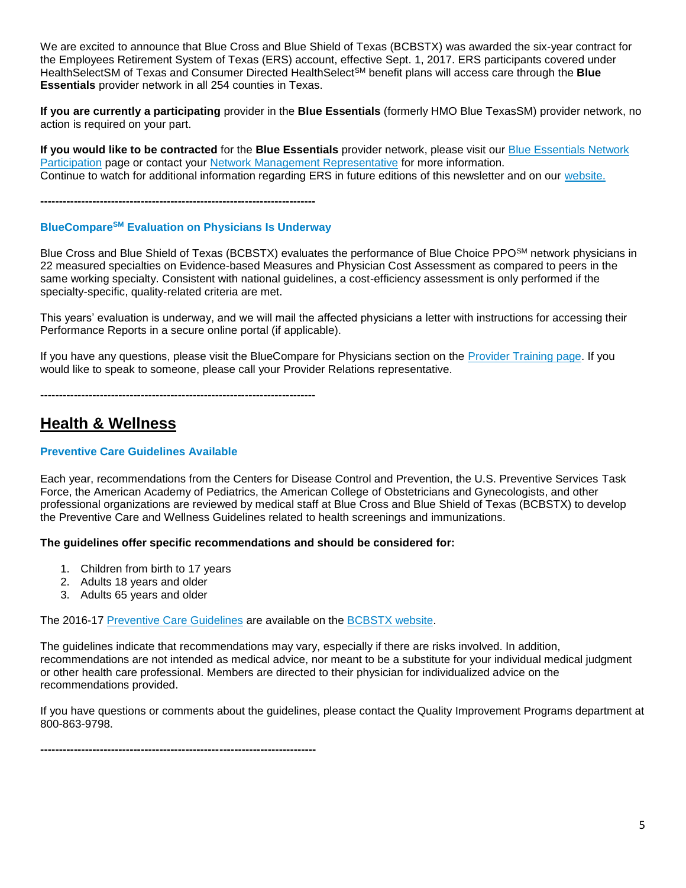We are excited to announce that Blue Cross and Blue Shield of Texas (BCBSTX) was awarded the six-year contract for the Employees Retirement System of Texas (ERS) account, effective Sept. 1, 2017. ERS participants covered under HealthSelectSM of Texas and Consumer Directed HealthSelectSM benefit plans will access care through the **Blue Essentials** provider network in all 254 counties in Texas.

**If you are currently a participating** provider in the **Blue Essentials** (formerly HMO Blue TexasSM) provider network, no action is required on your part.

**If you would like to be contracted** for the **Blue Essentials** provider network, please visit our Blue Essentials Network Participation page or contact your Network Management Representative for more information.
Continue to watch for additional information regarding ERS in future editions of this newsletter and on our website.

---

### BlueCompareSM Evaluation on Physicians Is Underway

Blue Cross and Blue Shield of Texas (BCBSTX) evaluates the performance of Blue Choice PPOSM network physicians in 22 measured specialties on Evidence-based Measures and Physician Cost Assessment as compared to peers in the same working specialty. Consistent with national guidelines, a cost-efficiency assessment is only performed if the specialty-specific, quality-related criteria are met.

This years' evaluation is underway, and we will mail the affected physicians a letter with instructions for accessing their Performance Reports in a secure online portal (if applicable).

If you have any questions, please visit the BlueCompare for Physicians section on the Provider Training page. If you would like to speak to someone, please call your Provider Relations representative.

---

## Health & Wellness

### Preventive Care Guidelines Available

Each year, recommendations from the Centers for Disease Control and Prevention, the U.S. Preventive Services Task Force, the American Academy of Pediatrics, the American College of Obstetricians and Gynecologists, and other professional organizations are reviewed by medical staff at Blue Cross and Blue Shield of Texas (BCBSTX) to develop the Preventive Care and Wellness Guidelines related to health screenings and immunizations.

**The guidelines offer specific recommendations and should be considered for:**

1. Children from birth to 17 years
2. Adults 18 years and older
3. Adults 65 years and older

The 2016-17 Preventive Care Guidelines are available on the BCBSTX website.

The guidelines indicate that recommendations may vary, especially if there are risks involved. In addition, recommendations are not intended as medical advice, nor meant to be a substitute for your individual medical judgment or other health care professional. Members are directed to their physician for individualized advice on the recommendations provided.

If you have questions or comments about the guidelines, please contact the Quality Improvement Programs department at 800-863-9798.

---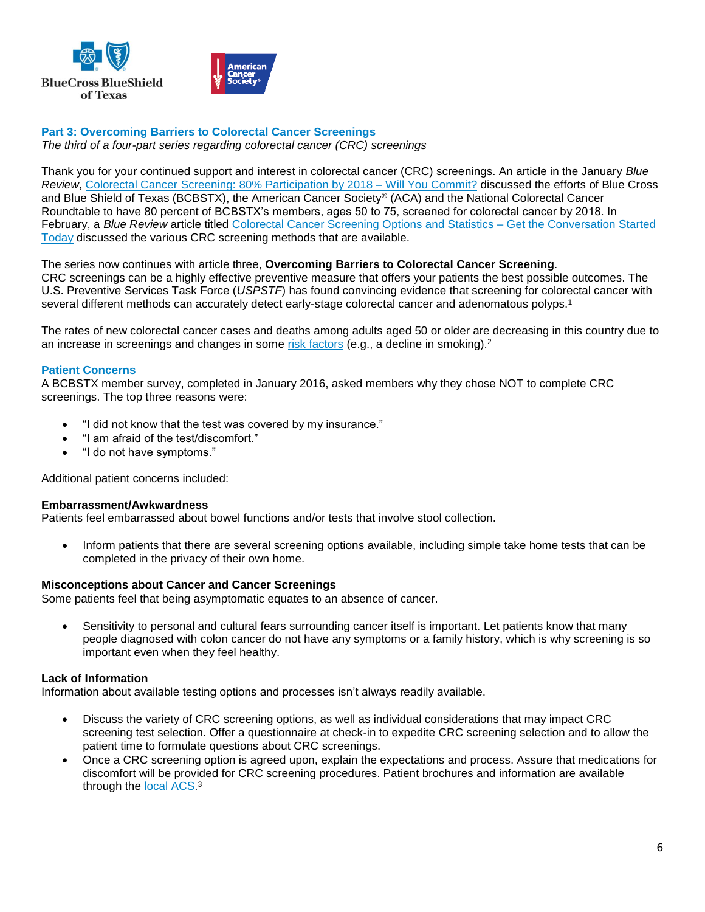## Part 3: Overcoming Barriers to Colorectal Cancer Screenings

*The third of a four-part series regarding colorectal cancer (CRC) screenings*

Thank you for your continued support and interest in colorectal cancer (CRC) screenings. An article in the January *Blue Review*, Colorectal Cancer Screening: 80% Participation by 2018 – Will You Commit? discussed the efforts of Blue Cross and Blue Shield of Texas (BCBSTX), the American Cancer Society® (ACA) and the National Colorectal Cancer Roundtable to have 80 percent of BCBSTX's members, ages 50 to 75, screened for colorectal cancer by 2018. In February, a *Blue Review* article titled Colorectal Cancer Screening Options and Statistics – Get the Conversation Started Today discussed the various CRC screening methods that are available.

The series now continues with article three, **Overcoming Barriers to Colorectal Cancer Screening**. CRC screenings can be a highly effective preventive measure that offers your patients the best possible outcomes. The U.S. Preventive Services Task Force (*USPSTF*) has found convincing evidence that screening for colorectal cancer with several different methods can accurately detect early-stage colorectal cancer and adenomatous polyps.[1]

The rates of new colorectal cancer cases and deaths among adults aged 50 or older are decreasing in this country due to an increase in screenings and changes in some risk factors (e.g., a decline in smoking).[2]

### Patient Concerns

A BCBSTX member survey, completed in January 2016, asked members why they chose NOT to complete CRC screenings. The top three reasons were:

- "I did not know that the test was covered by my insurance."
- "I am afraid of the test/discomfort."
- "I do not have symptoms."

Additional patient concerns included:

**Embarrassment/Awkwardness**

Patients feel embarrassed about bowel functions and/or tests that involve stool collection.

- Inform patients that there are several screening options available, including simple take home tests that can be completed in the privacy of their own home.

**Misconceptions about Cancer and Cancer Screenings**

Some patients feel that being asymptomatic equates to an absence of cancer.

- Sensitivity to personal and cultural fears surrounding cancer itself is important. Let patients know that many people diagnosed with colon cancer do not have any symptoms or a family history, which is why screening is so important even when they feel healthy.

**Lack of Information**

Information about available testing options and processes isn't always readily available.

- Discuss the variety of CRC screening options, as well as individual considerations that may impact CRC screening test selection. Offer a questionnaire at check-in to expedite CRC screening selection and to allow the patient time to formulate questions about CRC screenings.
- Once a CRC screening option is agreed upon, explain the expectations and process. Assure that medications for discomfort will be provided for CRC screening procedures. Patient brochures and information are available through the local ACS.[3]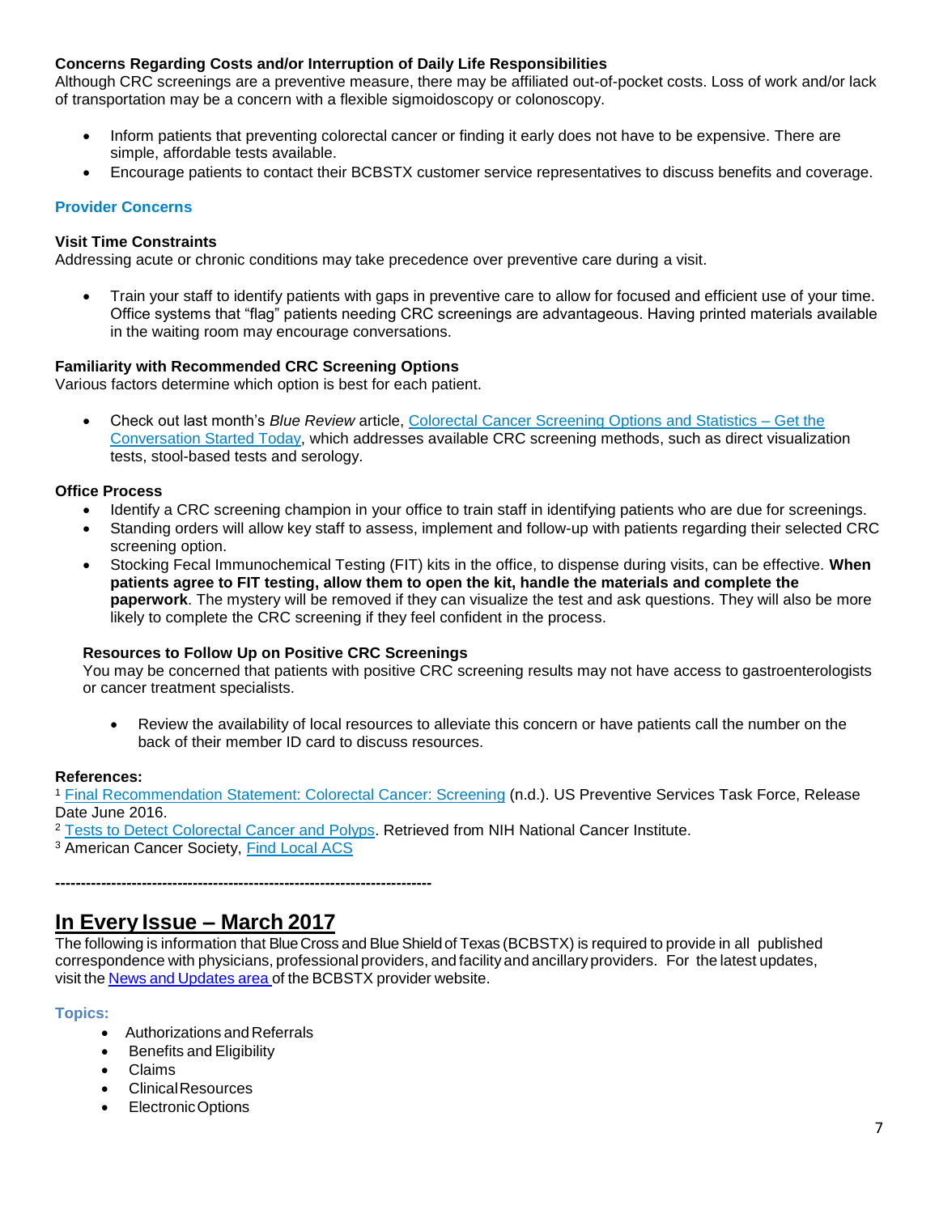**Concerns Regarding Costs and/or Interruption of Daily Life Responsibilities**
Although CRC screenings are a preventive measure, there may be affiliated out-of-pocket costs. Loss of work and/or lack of transportation may be a concern with a flexible sigmoidoscopy or colonoscopy.

- Inform patients that preventing colorectal cancer or finding it early does not have to be expensive. There are simple, affordable tests available.
- Encourage patients to contact their BCBSTX customer service representatives to discuss benefits and coverage.

### Provider Concerns

**Visit Time Constraints**
Addressing acute or chronic conditions may take precedence over preventive care during a visit.

- Train your staff to identify patients with gaps in preventive care to allow for focused and efficient use of your time. Office systems that "flag" patients needing CRC screenings are advantageous. Having printed materials available in the waiting room may encourage conversations.

**Familiarity with Recommended CRC Screening Options**
Various factors determine which option is best for each patient.

- Check out last month's *Blue Review* article, Colorectal Cancer Screening Options and Statistics – Get the Conversation Started Today, which addresses available CRC screening methods, such as direct visualization tests, stool-based tests and serology.

**Office Process**

- Identify a CRC screening champion in your office to train staff in identifying patients who are due for screenings.
- Standing orders will allow key staff to assess, implement and follow-up with patients regarding their selected CRC screening option.
- Stocking Fecal Immunochemical Testing (FIT) kits in the office, to dispense during visits, can be effective. **When patients agree to FIT testing, allow them to open the kit, handle the materials and complete the paperwork**. The mystery will be removed if they can visualize the test and ask questions. They will also be more likely to complete the CRC screening if they feel confident in the process.

**Resources to Follow Up on Positive CRC Screenings**
You may be concerned that patients with positive CRC screening results may not have access to gastroenterologists or cancer treatment specialists.

- Review the availability of local resources to alleviate this concern or have patients call the number on the back of their member ID card to discuss resources.

**References:**
[1] Final Recommendation Statement: Colorectal Cancer: Screening (n.d.). US Preventive Services Task Force, Release Date June 2016.
[2] Tests to Detect Colorectal Cancer and Polyps. Retrieved from NIH National Cancer Institute.
[3] American Cancer Society, Find Local ACS

---------------------------------------------------------------------------

## In Every Issue – March 2017

The following is information that Blue Cross and Blue Shield of Texas (BCBSTX) is required to provide in all published correspondence with physicians, professional providers, and facility and ancillary providers. For the latest updates, visit the News and Updates area of the BCBSTX provider website.

### Topics:

- Authorizations and Referrals
- Benefits and Eligibility
- Claims
- Clinical Resources
- Electronic Options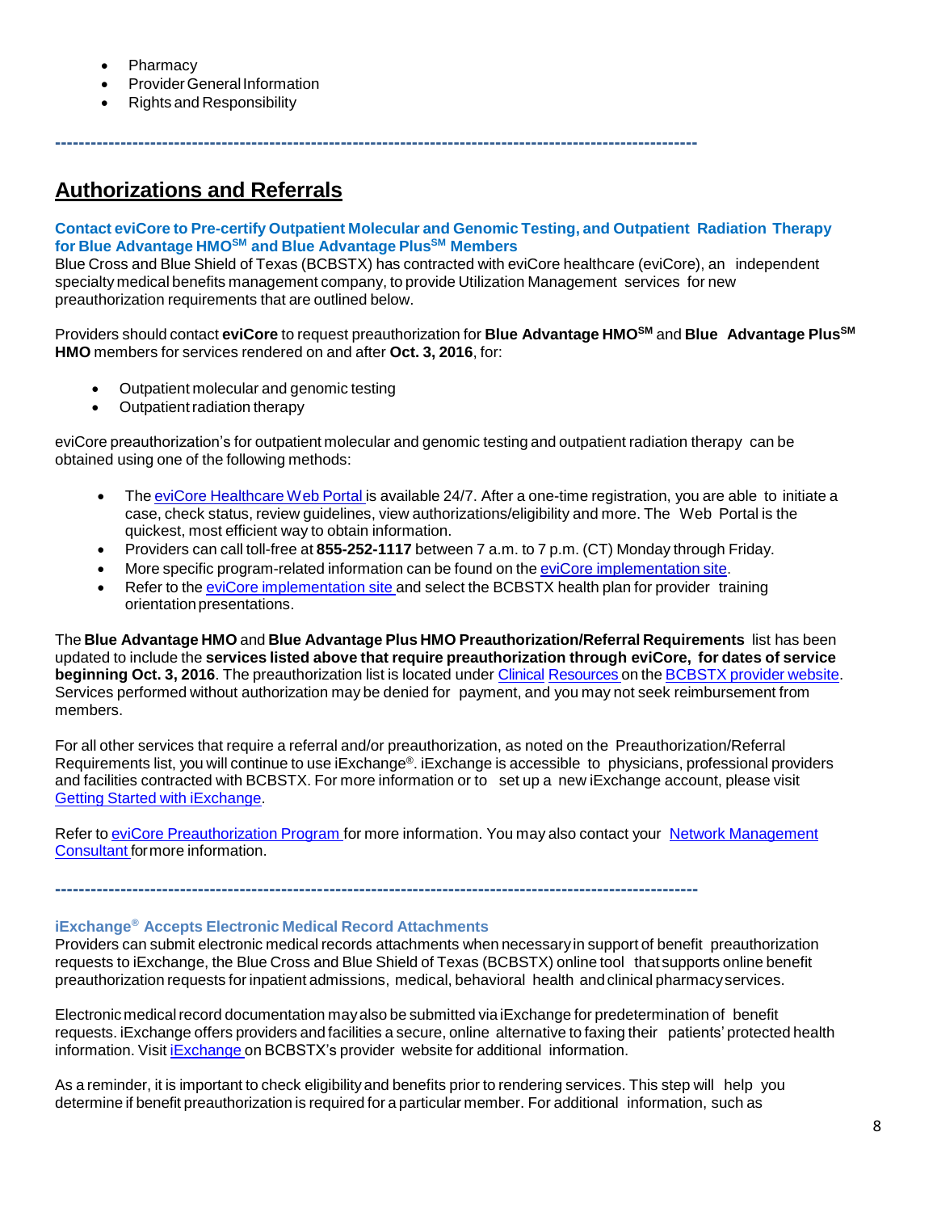- Pharmacy
- Provider General Information
- Rights and Responsibility

---

## Authorizations and Referrals

### Contact eviCore to Pre-certify Outpatient Molecular and Genomic Testing, and Outpatient Radiation Therapy for Blue Advantage HMO℠ and Blue Advantage Plus℠ Members

Blue Cross and Blue Shield of Texas (BCBSTX) has contracted with eviCore healthcare (eviCore), an independent specialty medical benefits management company, to provide Utilization Management services for new preauthorization requirements that are outlined below.

Providers should contact **eviCore** to request preauthorization for **Blue Advantage HMO℠** and **Blue Advantage Plus℠ HMO** members for services rendered on and after **Oct. 3, 2016**, for:

- Outpatient molecular and genomic testing
- Outpatient radiation therapy

eviCore preauthorization's for outpatient molecular and genomic testing and outpatient radiation therapy can be obtained using one of the following methods:

- The eviCore Healthcare Web Portal is available 24/7. After a one-time registration, you are able to initiate a case, check status, review guidelines, view authorizations/eligibility and more. The Web Portal is the quickest, most efficient way to obtain information.
- Providers can call toll-free at **855-252-1117** between 7 a.m. to 7 p.m. (CT) Monday through Friday.
- More specific program-related information can be found on the eviCore implementation site.
- Refer to the eviCore implementation site and select the BCBSTX health plan for provider training orientation presentations.

The **Blue Advantage HMO** and **Blue Advantage Plus HMO Preauthorization/Referral Requirements** list has been updated to include the **services listed above that require preauthorization through eviCore, for dates of service beginning Oct. 3, 2016**. The preauthorization list is located under Clinical Resources on the BCBSTX provider website. Services performed without authorization may be denied for payment, and you may not seek reimbursement from members.

For all other services that require a referral and/or preauthorization, as noted on the Preauthorization/Referral Requirements list, you will continue to use iExchange®. iExchange is accessible to physicians, professional providers and facilities contracted with BCBSTX. For more information or to set up a new iExchange account, please visit Getting Started with iExchange.

Refer to eviCore Preauthorization Program for more information. You may also contact your Network Management Consultant for more information.

---

### iExchange® Accepts Electronic Medical Record Attachments

Providers can submit electronic medical records attachments when necessary in support of benefit preauthorization requests to iExchange, the Blue Cross and Blue Shield of Texas (BCBSTX) online tool that supports online benefit preauthorization requests for inpatient admissions, medical, behavioral health and clinical pharmacy services.

Electronic medical record documentation may also be submitted via iExchange for predetermination of benefit requests. iExchange offers providers and facilities a secure, online alternative to faxing their patients' protected health information. Visit iExchange on BCBSTX's provider website for additional information.

As a reminder, it is important to check eligibility and benefits prior to rendering services. This step will help you determine if benefit preauthorization is required for a particular member. For additional information, such as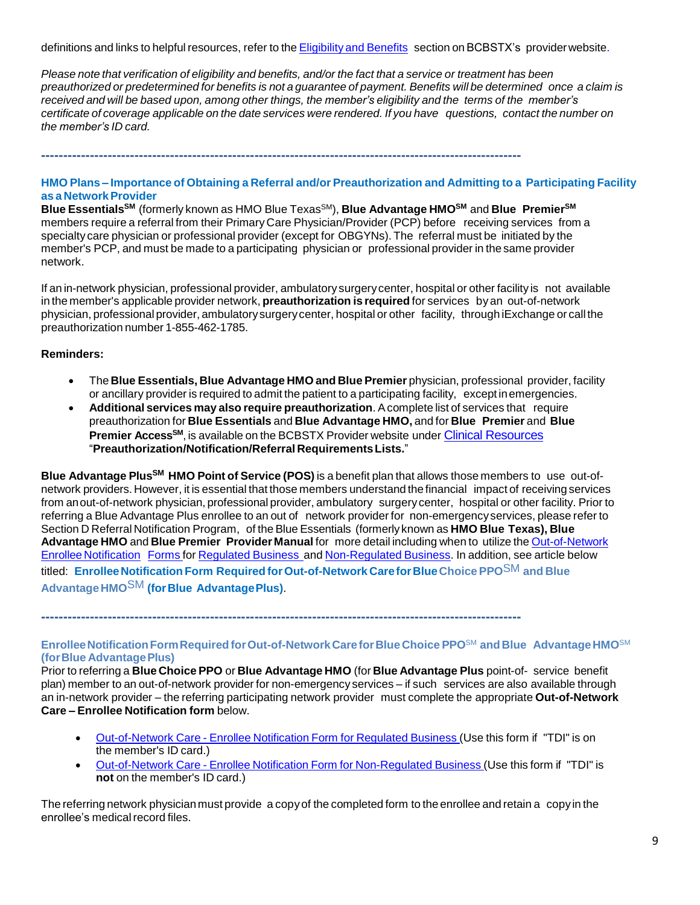definitions and links to helpful resources, refer to the Eligibility and Benefits section on BCBSTX's provider website.

*Please note that verification of eligibility and benefits, and/or the fact that a service or treatment has been preauthorized or predetermined for benefits is not a guarantee of payment. Benefits will be determined once a claim is received and will be based upon, among other things, the member's eligibility and the terms of the member's certificate of coverage applicable on the date services were rendered. If you have questions, contact the number on the member's ID card.*

---

### HMO Plans – Importance of Obtaining a Referral and/or Preauthorization and Admitting to a Participating Facility as a Network Provider

**Blue Essentials[SM]** (formerly known as HMO Blue Texas[SM]), **Blue Advantage HMO[SM]** and **Blue Premier[SM]** members require a referral from their Primary Care Physician/Provider (PCP) before receiving services from a specialty care physician or professional provider (except for OBGYNs). The referral must be initiated by the member's PCP, and must be made to a participating physician or professional provider in the same provider network.

If an in-network physician, professional provider, ambulatory surgery center, hospital or other facility is not available in the member's applicable provider network, **preauthorization is required** for services by an out-of-network physician, professional provider, ambulatory surgery center, hospital or other facility, through iExchange or call the preauthorization number 1-855-462-1785.

**Reminders:**

- The **Blue Essentials, Blue Advantage HMO and Blue Premier** physician, professional provider, facility or ancillary provider is required to admit the patient to a participating facility, except in emergencies.
- **Additional services may also require preauthorization**. A complete list of services that require preauthorization for **Blue Essentials** and **Blue Advantage HMO,** and for **Blue Premier** and **Blue Premier Access[SM]**, is available on the BCBSTX Provider website under Clinical Resources "**Preauthorization/Notification/Referral Requirements Lists.**"

**Blue Advantage Plus[SM] HMO Point of Service (POS)** is a benefit plan that allows those members to use out-of-network providers. However, it is essential that those members understand the financial impact of receiving services from an out-of-network physician, professional provider, ambulatory surgery center, hospital or other facility. Prior to referring a Blue Advantage Plus enrollee to an out of network provider for non-emergency services, please refer to Section D Referral Notification Program, of the Blue Essentials (formerly known as **HMO Blue Texas), Blue Advantage HMO** and **Blue Premier Provider Manual** for more detail including when to utilize the Out-of-Network Enrollee Notification Forms for Regulated Business and Non-Regulated Business. In addition, see article below titled: **Enrollee Notification Form Required for Out-of-Network Care for Blue Choice PPO[SM] and Blue Advantage HMO[SM] (for Blue Advantage Plus)**.

---

### Enrollee Notification Form Required for Out-of-Network Care for Blue Choice PPO[SM] and Blue Advantage HMO[SM] (for Blue Advantage Plus)

Prior to referring a **Blue Choice PPO** or **Blue Advantage HMO** (for **Blue Advantage Plus** point-of- service benefit plan) member to an out-of-network provider for non-emergency services – if such services are also available through an in-network provider – the referring participating network provider must complete the appropriate **Out-of-Network Care – Enrollee Notification form** below.

- Out-of-Network Care - Enrollee Notification Form for Regulated Business (Use this form if "TDI" is on the member's ID card.)
- Out-of-Network Care - Enrollee Notification Form for Non-Regulated Business (Use this form if "TDI" is **not** on the member's ID card.)

The referring network physician must provide a copy of the completed form to the enrollee and retain a copy in the enrollee's medical record files.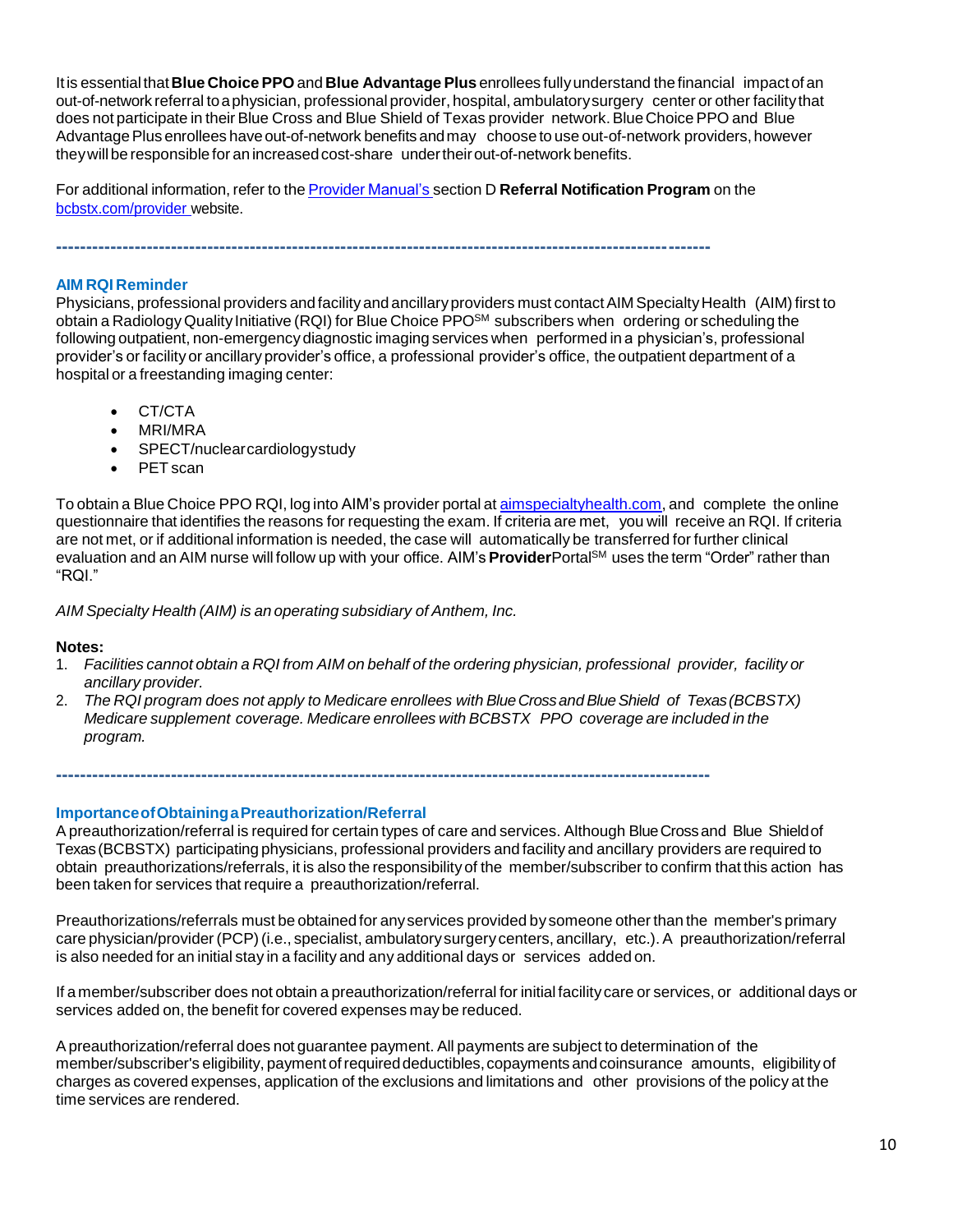It is essential that **Blue Choice PPO** and **Blue Advantage Plus** enrollees fully understand the financial impact of an out-of-network referral to a physician, professional provider, hospital, ambulatory surgery center or other facility that does not participate in their Blue Cross and Blue Shield of Texas provider network. Blue Choice PPO and Blue Advantage Plus enrollees have out-of-network benefits and may choose to use out-of-network providers, however they will be responsible for an increased cost-share under their out-of-network benefits.

For additional information, refer to the Provider Manual's section D **Referral Notification Program** on the bcbstx.com/provider website.

---

### AIM RQI Reminder

Physicians, professional providers and facility and ancillary providers must contact AIM Specialty Health (AIM) first to obtain a Radiology Quality Initiative (RQI) for Blue Choice PPO℠ subscribers when ordering or scheduling the following outpatient, non-emergency diagnostic imaging services when performed in a physician's, professional provider's or facility or ancillary provider's office, a professional provider's office, the outpatient department of a hospital or a freestanding imaging center:

- CT/CTA
- MRI/MRA
- SPECT/nuclear cardiology study
- PET scan

To obtain a Blue Choice PPO RQI, log into AIM's provider portal at aimspecialtyhealth.com, and complete the online questionnaire that identifies the reasons for requesting the exam. If criteria are met, you will receive an RQI. If criteria are not met, or if additional information is needed, the case will automatically be transferred for further clinical evaluation and an AIM nurse will follow up with your office. AIM's **Provider**Portal℠ uses the term "Order" rather than "RQI."

*AIM Specialty Health (AIM) is an operating subsidiary of Anthem, Inc.*

**Notes:**

1. *Facilities cannot obtain a RQI from AIM on behalf of the ordering physician, professional provider, facility or ancillary provider.*
2. *The RQI program does not apply to Medicare enrollees with Blue Cross and Blue Shield of Texas (BCBSTX) Medicare supplement coverage. Medicare enrollees with BCBSTX PPO coverage are included in the program.*

---

### Importance of Obtaining a Preauthorization/Referral

A preauthorization/referral is required for certain types of care and services. Although Blue Cross and Blue Shield of Texas (BCBSTX) participating physicians, professional providers and facility and ancillary providers are required to obtain preauthorizations/referrals, it is also the responsibility of the member/subscriber to confirm that this action has been taken for services that require a preauthorization/referral.

Preauthorizations/referrals must be obtained for any services provided by someone other than the member's primary care physician/provider (PCP) (i.e., specialist, ambulatory surgery centers, ancillary, etc.). A preauthorization/referral is also needed for an initial stay in a facility and any additional days or services added on.

If a member/subscriber does not obtain a preauthorization/referral for initial facility care or services, or additional days or services added on, the benefit for covered expenses may be reduced.

A preauthorization/referral does not guarantee payment. All payments are subject to determination of the member/subscriber's eligibility, payment of required deductibles, copayments and coinsurance amounts, eligibility of charges as covered expenses, application of the exclusions and limitations and other provisions of the policy at the time services are rendered.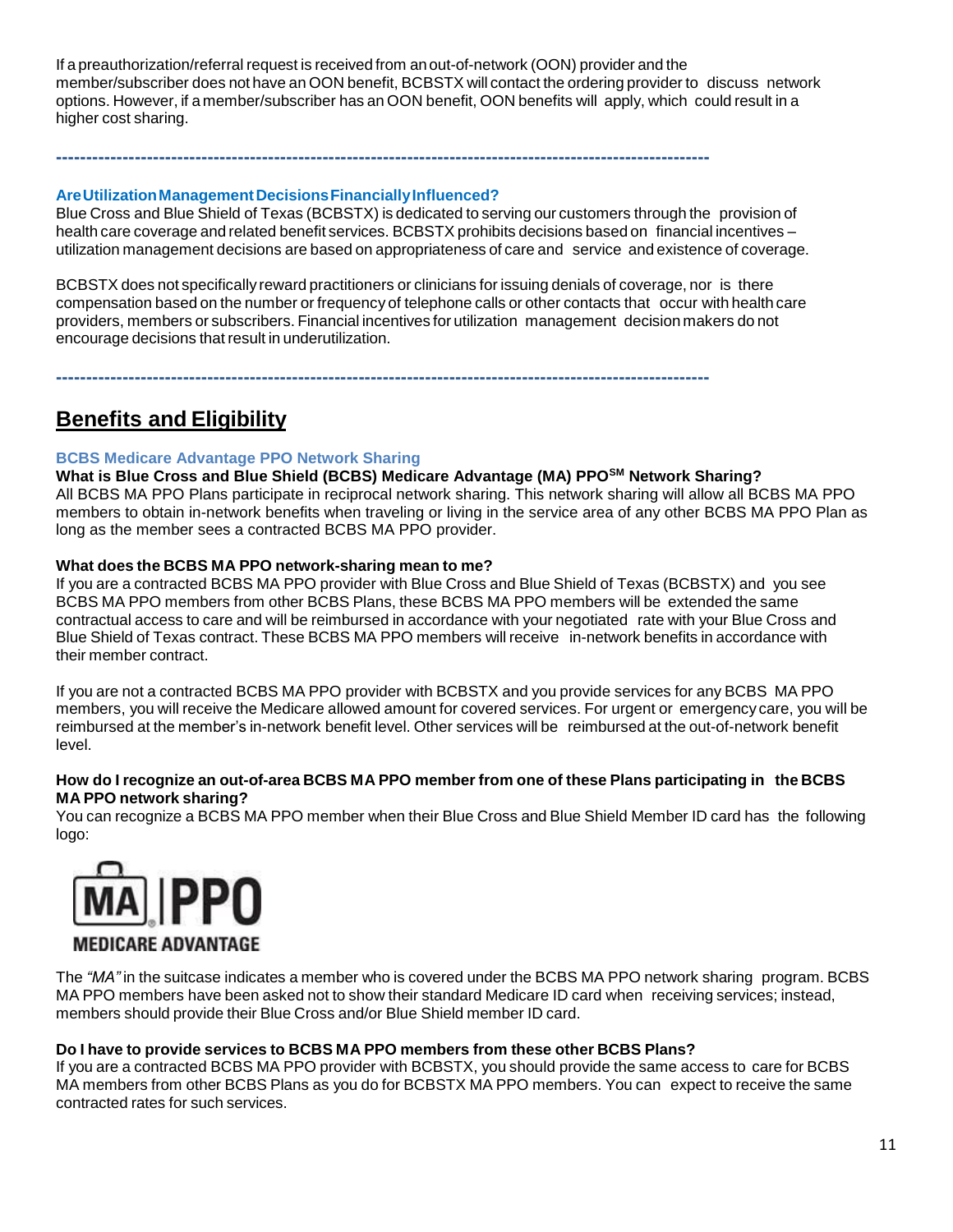If a preauthorization/referral request is received from an out-of-network (OON) provider and the member/subscriber does not have an OON benefit, BCBSTX will contact the ordering provider to discuss network options. However, if a member/subscriber has an OON benefit, OON benefits will apply, which could result in a higher cost sharing.

---

### Are Utilization Management Decisions Financially Influenced?

Blue Cross and Blue Shield of Texas (BCBSTX) is dedicated to serving our customers through the provision of health care coverage and related benefit services. BCBSTX prohibits decisions based on financial incentives – utilization management decisions are based on appropriateness of care and service and existence of coverage.

BCBSTX does not specifically reward practitioners or clinicians for issuing denials of coverage, nor is there compensation based on the number or frequency of telephone calls or other contacts that occur with health care providers, members or subscribers. Financial incentives for utilization management decision makers do not encourage decisions that result in underutilization.

---

## Benefits and Eligibility

### BCBS Medicare Advantage PPO Network Sharing

**What is Blue Cross and Blue Shield (BCBS) Medicare Advantage (MA) PPO[SM] Network Sharing?**

All BCBS MA PPO Plans participate in reciprocal network sharing. This network sharing will allow all BCBS MA PPO members to obtain in-network benefits when traveling or living in the service area of any other BCBS MA PPO Plan as long as the member sees a contracted BCBS MA PPO provider.

**What does the BCBS MA PPO network-sharing mean to me?**

If you are a contracted BCBS MA PPO provider with Blue Cross and Blue Shield of Texas (BCBSTX) and you see BCBS MA PPO members from other BCBS Plans, these BCBS MA PPO members will be extended the same contractual access to care and will be reimbursed in accordance with your negotiated rate with your Blue Cross and Blue Shield of Texas contract. These BCBS MA PPO members will receive in-network benefits in accordance with their member contract.

If you are not a contracted BCBS MA PPO provider with BCBSTX and you provide services for any BCBS MA PPO members, you will receive the Medicare allowed amount for covered services. For urgent or emergency care, you will be reimbursed at the member's in-network benefit level. Other services will be reimbursed at the out-of-network benefit level.

**How do I recognize an out-of-area BCBS MA PPO member from one of these Plans participating in the BCBS MA PPO network sharing?**

You can recognize a BCBS MA PPO member when their Blue Cross and Blue Shield Member ID card has the following logo:

MA | PPO
MEDICARE ADVANTAGE

The *"MA"* in the suitcase indicates a member who is covered under the BCBS MA PPO network sharing program. BCBS MA PPO members have been asked not to show their standard Medicare ID card when receiving services; instead, members should provide their Blue Cross and/or Blue Shield member ID card.

**Do I have to provide services to BCBS MA PPO members from these other BCBS Plans?**

If you are a contracted BCBS MA PPO provider with BCBSTX, you should provide the same access to care for BCBS MA members from other BCBS Plans as you do for BCBSTX MA PPO members. You can expect to receive the same contracted rates for such services.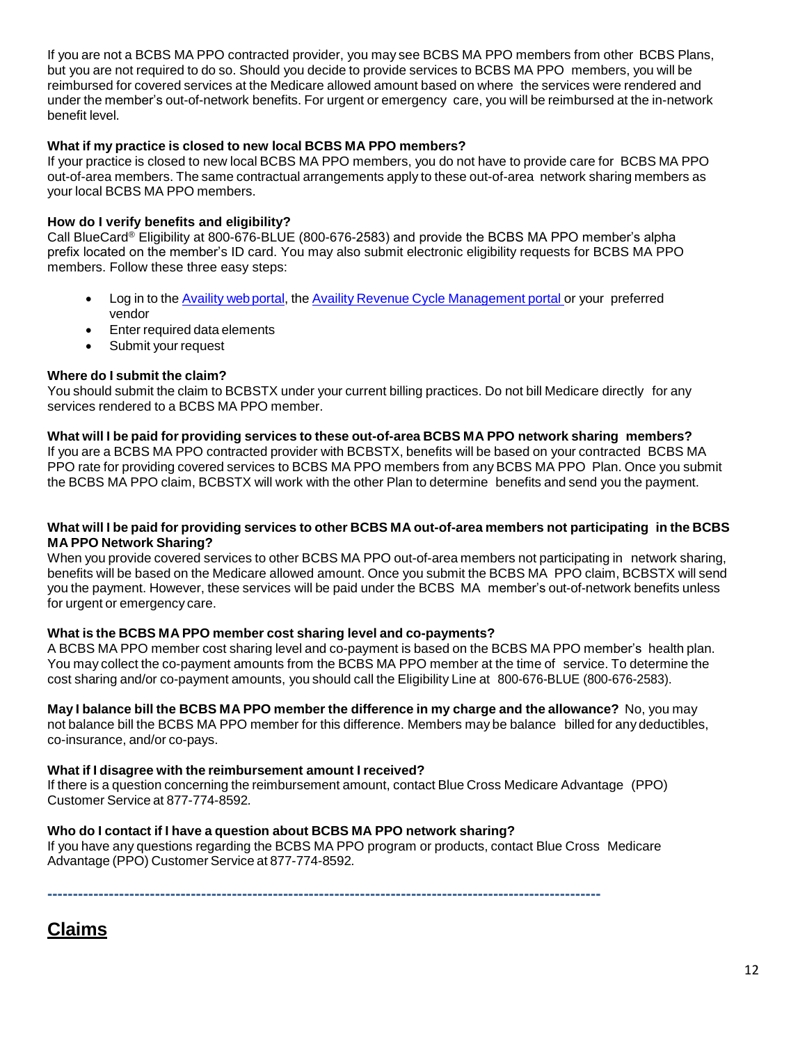If you are not a BCBS MA PPO contracted provider, you may see BCBS MA PPO members from other BCBS Plans, but you are not required to do so. Should you decide to provide services to BCBS MA PPO members, you will be reimbursed for covered services at the Medicare allowed amount based on where the services were rendered and under the member's out-of-network benefits. For urgent or emergency care, you will be reimbursed at the in-network benefit level.

**What if my practice is closed to new local BCBS MA PPO members?**
If your practice is closed to new local BCBS MA PPO members, you do not have to provide care for BCBS MA PPO out-of-area members. The same contractual arrangements apply to these out-of-area network sharing members as your local BCBS MA PPO members.

**How do I verify benefits and eligibility?**
Call BlueCard® Eligibility at 800-676-BLUE (800-676-2583) and provide the BCBS MA PPO member's alpha prefix located on the member's ID card. You may also submit electronic eligibility requests for BCBS MA PPO members. Follow these three easy steps:

- Log in to the Availity web portal, the Availity Revenue Cycle Management portal or your preferred vendor
- Enter required data elements
- Submit your request

**Where do I submit the claim?**
You should submit the claim to BCBSTX under your current billing practices. Do not bill Medicare directly for any services rendered to a BCBS MA PPO member.

**What will I be paid for providing services to these out-of-area BCBS MA PPO network sharing members?**
If you are a BCBS MA PPO contracted provider with BCBSTX, benefits will be based on your contracted BCBS MA PPO rate for providing covered services to BCBS MA PPO members from any BCBS MA PPO Plan. Once you submit the BCBS MA PPO claim, BCBSTX will work with the other Plan to determine benefits and send you the payment.

**What will I be paid for providing services to other BCBS MA out-of-area members not participating in the BCBS MA PPO Network Sharing?**
When you provide covered services to other BCBS MA PPO out-of-area members not participating in network sharing, benefits will be based on the Medicare allowed amount. Once you submit the BCBS MA PPO claim, BCBSTX will send you the payment. However, these services will be paid under the BCBS MA member's out-of-network benefits unless for urgent or emergency care.

**What is the BCBS MA PPO member cost sharing level and co-payments?**
A BCBS MA PPO member cost sharing level and co-payment is based on the BCBS MA PPO member's health plan. You may collect the co-payment amounts from the BCBS MA PPO member at the time of service. To determine the cost sharing and/or co-payment amounts, you should call the Eligibility Line at 800-676-BLUE (800-676-2583).

**May I balance bill the BCBS MA PPO member the difference in my charge and the allowance?** No, you may not balance bill the BCBS MA PPO member for this difference. Members may be balance billed for any deductibles, co-insurance, and/or co-pays.

**What if I disagree with the reimbursement amount I received?**
If there is a question concerning the reimbursement amount, contact Blue Cross Medicare Advantage (PPO) Customer Service at 877-774-8592.

**Who do I contact if I have a question about BCBS MA PPO network sharing?**
If you have any questions regarding the BCBS MA PPO program or products, contact Blue Cross Medicare Advantage (PPO) Customer Service at 877-774-8592.

---

## Claims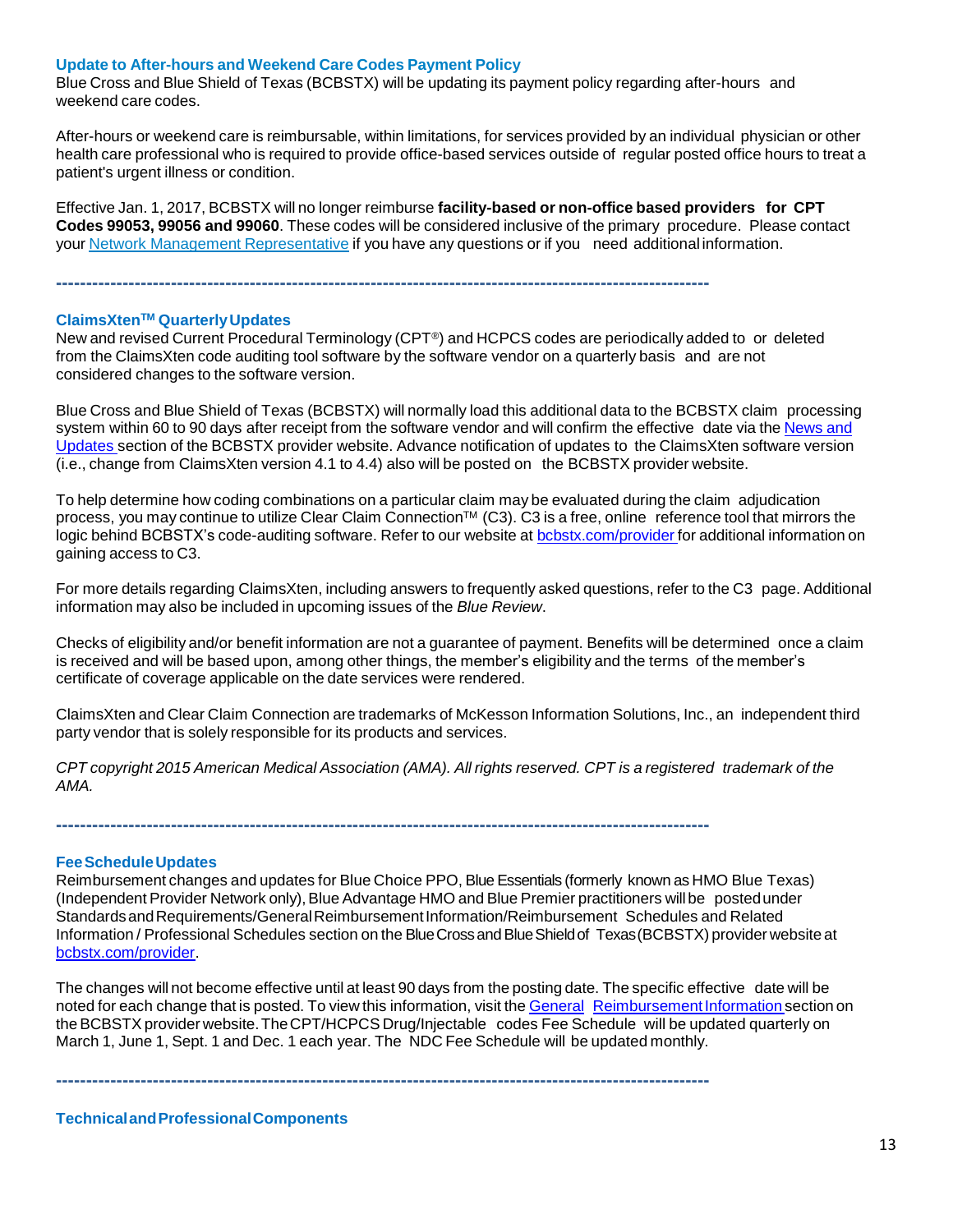## Update to After-hours and Weekend Care Codes Payment Policy

Blue Cross and Blue Shield of Texas (BCBSTX) will be updating its payment policy regarding after-hours and weekend care codes.

After-hours or weekend care is reimbursable, within limitations, for services provided by an individual physician or other health care professional who is required to provide office-based services outside of regular posted office hours to treat a patient's urgent illness or condition.

Effective Jan. 1, 2017, BCBSTX will no longer reimburse **facility-based or non-office based providers for CPT Codes 99053, 99056 and 99060**. These codes will be considered inclusive of the primary procedure. Please contact your Network Management Representative if you have any questions or if you need additional information.

---

## ClaimsXten[TM] Quarterly Updates

New and revised Current Procedural Terminology (CPT®) and HCPCS codes are periodically added to or deleted from the ClaimsXten code auditing tool software by the software vendor on a quarterly basis and are not considered changes to the software version.

Blue Cross and Blue Shield of Texas (BCBSTX) will normally load this additional data to the BCBSTX claim processing system within 60 to 90 days after receipt from the software vendor and will confirm the effective date via the News and Updates section of the BCBSTX provider website. Advance notification of updates to the ClaimsXten software version (i.e., change from ClaimsXten version 4.1 to 4.4) also will be posted on the BCBSTX provider website.

To help determine how coding combinations on a particular claim may be evaluated during the claim adjudication process, you may continue to utilize Clear Claim Connection™ (C3). C3 is a free, online reference tool that mirrors the logic behind BCBSTX's code-auditing software. Refer to our website at bcbstx.com/provider for additional information on gaining access to C3.

For more details regarding ClaimsXten, including answers to frequently asked questions, refer to the C3 page. Additional information may also be included in upcoming issues of the *Blue Review*.

Checks of eligibility and/or benefit information are not a guarantee of payment. Benefits will be determined once a claim is received and will be based upon, among other things, the member's eligibility and the terms of the member's certificate of coverage applicable on the date services were rendered.

ClaimsXten and Clear Claim Connection are trademarks of McKesson Information Solutions, Inc., an independent third party vendor that is solely responsible for its products and services.

*CPT copyright 2015 American Medical Association (AMA). All rights reserved. CPT is a registered trademark of the AMA.*

---

## Fee Schedule Updates

Reimbursement changes and updates for Blue Choice PPO, Blue Essentials (formerly known as HMO Blue Texas) (Independent Provider Network only), Blue Advantage HMO and Blue Premier practitioners will be posted under Standards and Requirements/General Reimbursement Information/Reimbursement Schedules and Related Information / Professional Schedules section on the Blue Cross and Blue Shield of Texas (BCBSTX) provider website at bcbstx.com/provider.

The changes will not become effective until at least 90 days from the posting date. The specific effective date will be noted for each change that is posted. To view this information, visit the General Reimbursement Information section on the BCBSTX provider website. The CPT/HCPCS Drug/Injectable codes Fee Schedule will be updated quarterly on March 1, June 1, Sept. 1 and Dec. 1 each year. The NDC Fee Schedule will be updated monthly.

---

## Technical and Professional Components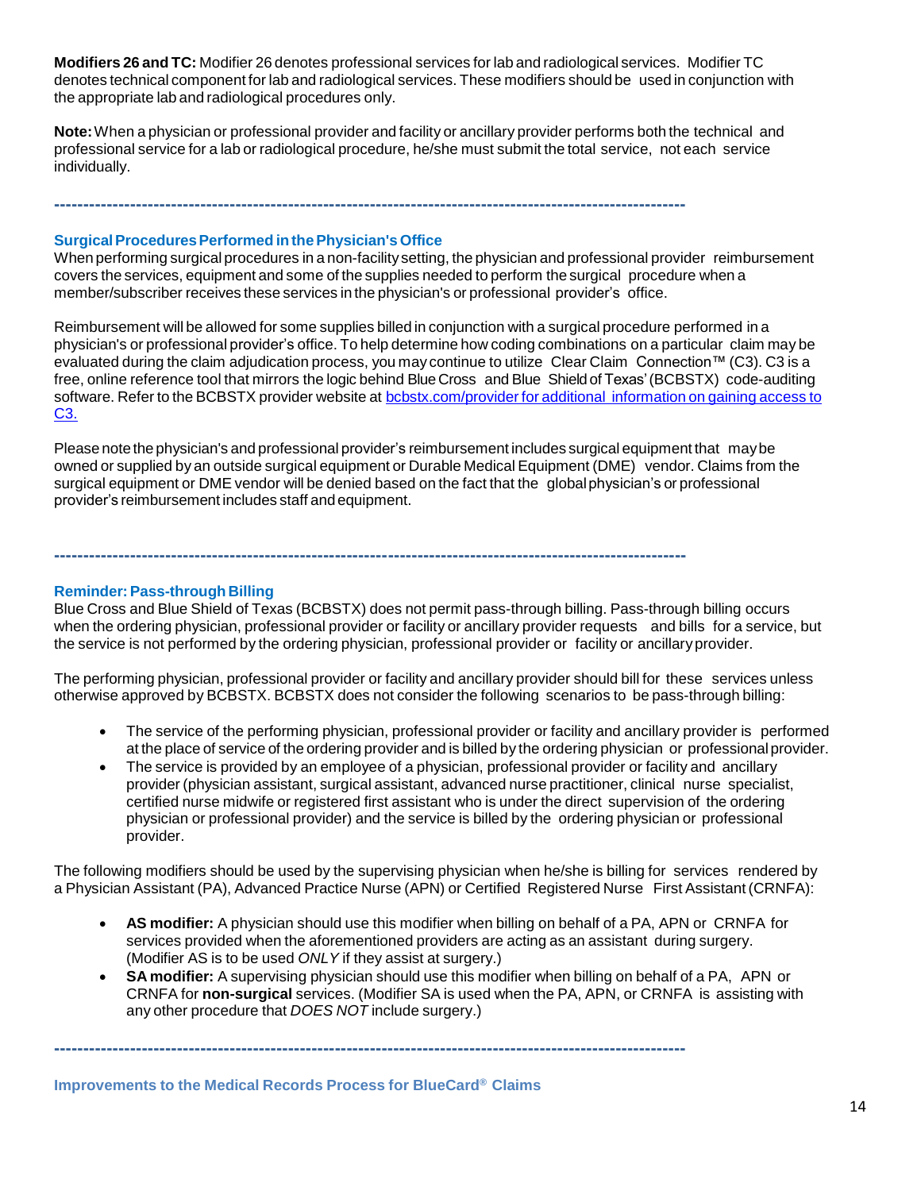**Modifiers 26 and TC:** Modifier 26 denotes professional services for lab and radiological services. Modifier TC denotes technical component for lab and radiological services. These modifiers should be used in conjunction with the appropriate lab and radiological procedures only.

**Note:** When a physician or professional provider and facility or ancillary provider performs both the technical and professional service for a lab or radiological procedure, he/she must submit the total service, not each service individually.

---

### Surgical Procedures Performed in the Physician's Office

When performing surgical procedures in a non-facility setting, the physician and professional provider reimbursement covers the services, equipment and some of the supplies needed to perform the surgical procedure when a member/subscriber receives these services in the physician's or professional provider's office.

Reimbursement will be allowed for some supplies billed in conjunction with a surgical procedure performed in a physician's or professional provider's office. To help determine how coding combinations on a particular claim may be evaluated during the claim adjudication process, you may continue to utilize Clear Claim Connection™ (C3). C3 is a free, online reference tool that mirrors the logic behind Blue Cross and Blue Shield of Texas' (BCBSTX) code-auditing software. Refer to the BCBSTX provider website at bcbstx.com/provider for additional information on gaining access to C3.

Please note the physician's and professional provider's reimbursement includes surgical equipment that may be owned or supplied by an outside surgical equipment or Durable Medical Equipment (DME) vendor. Claims from the surgical equipment or DME vendor will be denied based on the fact that the global physician's or professional provider's reimbursement includes staff and equipment.

---

### Reminder: Pass-through Billing

Blue Cross and Blue Shield of Texas (BCBSTX) does not permit pass-through billing. Pass-through billing occurs when the ordering physician, professional provider or facility or ancillary provider requests and bills for a service, but the service is not performed by the ordering physician, professional provider or facility or ancillary provider.

The performing physician, professional provider or facility and ancillary provider should bill for these services unless otherwise approved by BCBSTX. BCBSTX does not consider the following scenarios to be pass-through billing:

- The service of the performing physician, professional provider or facility and ancillary provider is performed at the place of service of the ordering provider and is billed by the ordering physician or professional provider.
- The service is provided by an employee of a physician, professional provider or facility and ancillary provider (physician assistant, surgical assistant, advanced nurse practitioner, clinical nurse specialist, certified nurse midwife or registered first assistant who is under the direct supervision of the ordering physician or professional provider) and the service is billed by the ordering physician or professional provider.

The following modifiers should be used by the supervising physician when he/she is billing for services rendered by a Physician Assistant (PA), Advanced Practice Nurse (APN) or Certified Registered Nurse First Assistant (CRNFA):

- **AS modifier:** A physician should use this modifier when billing on behalf of a PA, APN or CRNFA for services provided when the aforementioned providers are acting as an assistant during surgery. (Modifier AS is to be used *ONLY* if they assist at surgery.)
- **SA modifier:** A supervising physician should use this modifier when billing on behalf of a PA, APN or CRNFA for **non-surgical** services. (Modifier SA is used when the PA, APN, or CRNFA is assisting with any other procedure that *DOES NOT* include surgery.)

---

### Improvements to the Medical Records Process for BlueCard® Claims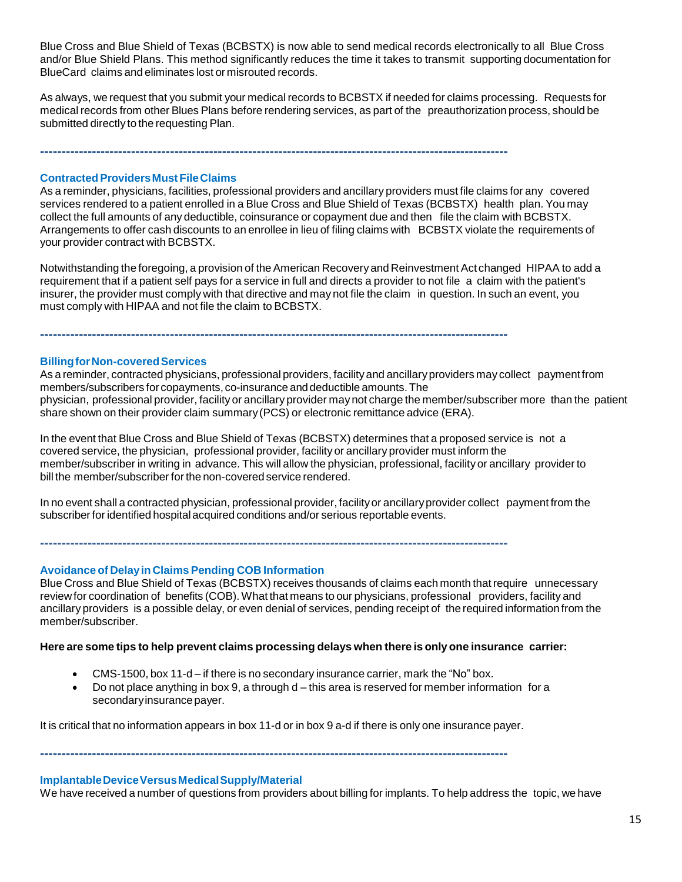Blue Cross and Blue Shield of Texas (BCBSTX) is now able to send medical records electronically to all Blue Cross and/or Blue Shield Plans. This method significantly reduces the time it takes to transmit supporting documentation for BlueCard claims and eliminates lost or misrouted records.

As always, we request that you submit your medical records to BCBSTX if needed for claims processing. Requests for medical records from other Blues Plans before rendering services, as part of the preauthorization process, should be submitted directly to the requesting Plan.

---

## Contracted Providers Must File Claims

As a reminder, physicians, facilities, professional providers and ancillary providers must file claims for any covered services rendered to a patient enrolled in a Blue Cross and Blue Shield of Texas (BCBSTX) health plan. You may collect the full amounts of any deductible, coinsurance or copayment due and then file the claim with BCBSTX. Arrangements to offer cash discounts to an enrollee in lieu of filing claims with BCBSTX violate the requirements of your provider contract with BCBSTX.

Notwithstanding the foregoing, a provision of the American Recovery and Reinvestment Act changed HIPAA to add a requirement that if a patient self pays for a service in full and directs a provider to not file a claim with the patient's insurer, the provider must comply with that directive and may not file the claim in question. In such an event, you must comply with HIPAA and not file the claim to BCBSTX.

---

## Billing for Non-covered Services

As a reminder, contracted physicians, professional providers, facility and ancillary providers may collect payment from members/subscribers for copayments, co-insurance and deductible amounts. The physician, professional provider, facility or ancillary provider may not charge the member/subscriber more than the patient share shown on their provider claim summary (PCS) or electronic remittance advice (ERA).

In the event that Blue Cross and Blue Shield of Texas (BCBSTX) determines that a proposed service is not a covered service, the physician, professional provider, facility or ancillary provider must inform the member/subscriber in writing in advance. This will allow the physician, professional, facility or ancillary provider to bill the member/subscriber for the non-covered service rendered.

In no event shall a contracted physician, professional provider, facility or ancillary provider collect payment from the subscriber for identified hospital acquired conditions and/or serious reportable events.

---

## Avoidance of Delay in Claims Pending COB Information

Blue Cross and Blue Shield of Texas (BCBSTX) receives thousands of claims each month that require unnecessary review for coordination of benefits (COB). What that means to our physicians, professional providers, facility and ancillary providers is a possible delay, or even denial of services, pending receipt of the required information from the member/subscriber.

**Here are some tips to help prevent claims processing delays when there is only one insurance carrier:**

- CMS-1500, box 11-d – if there is no secondary insurance carrier, mark the "No" box.
- Do not place anything in box 9, a through d – this area is reserved for member information for a secondary insurance payer.

It is critical that no information appears in box 11-d or in box 9 a-d if there is only one insurance payer.

---

## Implantable Device Versus Medical Supply/Material

We have received a number of questions from providers about billing for implants. To help address the topic, we have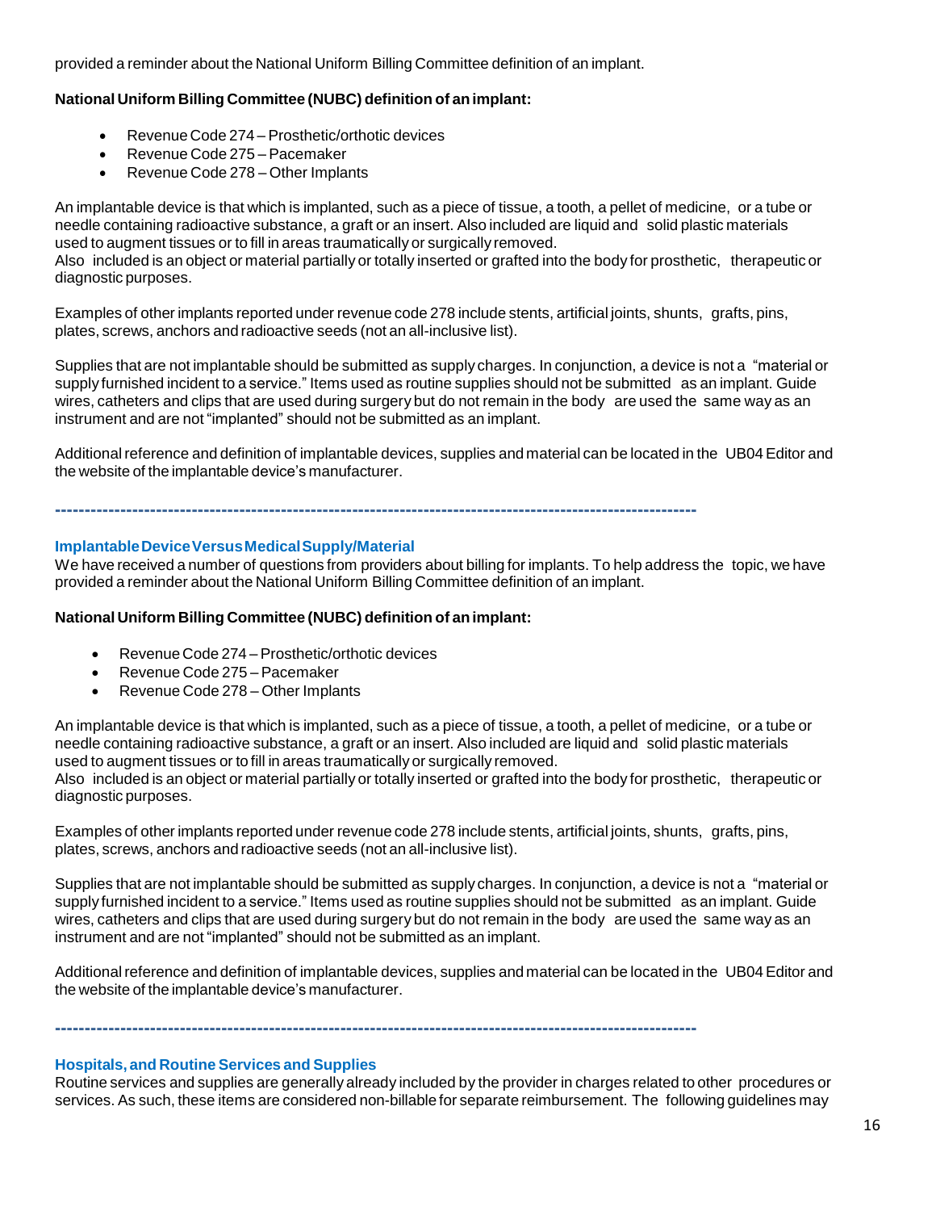provided a reminder about the National Uniform Billing Committee definition of an implant.

**National Uniform Billing Committee (NUBC) definition of an implant:**

- Revenue Code 274 – Prosthetic/orthotic devices
- Revenue Code 275 – Pacemaker
- Revenue Code 278 – Other Implants

An implantable device is that which is implanted, such as a piece of tissue, a tooth, a pellet of medicine, or a tube or needle containing radioactive substance, a graft or an insert. Also included are liquid and solid plastic materials used to augment tissues or to fill in areas traumatically or surgically removed.
Also included is an object or material partially or totally inserted or grafted into the body for prosthetic, therapeutic or diagnostic purposes.

Examples of other implants reported under revenue code 278 include stents, artificial joints, shunts, grafts, pins, plates, screws, anchors and radioactive seeds (not an all-inclusive list).

Supplies that are not implantable should be submitted as supply charges. In conjunction, a device is not a "material or supply furnished incident to a service." Items used as routine supplies should not be submitted as an implant. Guide wires, catheters and clips that are used during surgery but do not remain in the body are used the same way as an instrument and are not "implanted" should not be submitted as an implant.

Additional reference and definition of implantable devices, supplies and material can be located in the UB04 Editor and the website of the implantable device's manufacturer.

---

### Implantable Device Versus Medical Supply/Material

We have received a number of questions from providers about billing for implants. To help address the topic, we have provided a reminder about the National Uniform Billing Committee definition of an implant.

**National Uniform Billing Committee (NUBC) definition of an implant:**

- Revenue Code 274 – Prosthetic/orthotic devices
- Revenue Code 275 – Pacemaker
- Revenue Code 278 – Other Implants

An implantable device is that which is implanted, such as a piece of tissue, a tooth, a pellet of medicine, or a tube or needle containing radioactive substance, a graft or an insert. Also included are liquid and solid plastic materials used to augment tissues or to fill in areas traumatically or surgically removed.
Also included is an object or material partially or totally inserted or grafted into the body for prosthetic, therapeutic or diagnostic purposes.

Examples of other implants reported under revenue code 278 include stents, artificial joints, shunts, grafts, pins, plates, screws, anchors and radioactive seeds (not an all-inclusive list).

Supplies that are not implantable should be submitted as supply charges. In conjunction, a device is not a "material or supply furnished incident to a service." Items used as routine supplies should not be submitted as an implant. Guide wires, catheters and clips that are used during surgery but do not remain in the body are used the same way as an instrument and are not "implanted" should not be submitted as an implant.

Additional reference and definition of implantable devices, supplies and material can be located in the UB04 Editor and the website of the implantable device's manufacturer.

---

### Hospitals, and Routine Services and Supplies

Routine services and supplies are generally already included by the provider in charges related to other procedures or services. As such, these items are considered non-billable for separate reimbursement. The following guidelines may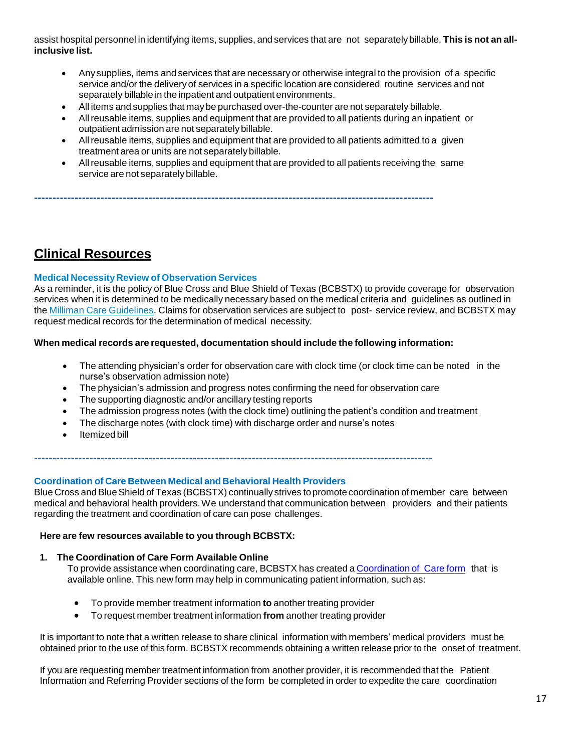assist hospital personnel in identifying items, supplies, and services that are not separately billable. **This is not an all-inclusive list.**

- Any supplies, items and services that are necessary or otherwise integral to the provision of a specific service and/or the delivery of services in a specific location are considered routine services and not separately billable in the inpatient and outpatient environments.
- All items and supplies that may be purchased over-the-counter are not separately billable.
- All reusable items, supplies and equipment that are provided to all patients during an inpatient or outpatient admission are not separately billable.
- All reusable items, supplies and equipment that are provided to all patients admitted to a given treatment area or units are not separately billable.
- All reusable items, supplies and equipment that are provided to all patients receiving the same service are not separately billable.

---

## Clinical Resources

### Medical Necessity Review of Observation Services

As a reminder, it is the policy of Blue Cross and Blue Shield of Texas (BCBSTX) to provide coverage for observation services when it is determined to be medically necessary based on the medical criteria and guidelines as outlined in the Milliman Care Guidelines. Claims for observation services are subject to post- service review, and BCBSTX may request medical records for the determination of medical necessity.

**When medical records are requested, documentation should include the following information:**

- The attending physician's order for observation care with clock time (or clock time can be noted in the nurse's observation admission note)
- The physician's admission and progress notes confirming the need for observation care
- The supporting diagnostic and/or ancillary testing reports
- The admission progress notes (with the clock time) outlining the patient's condition and treatment
- The discharge notes (with clock time) with discharge order and nurse's notes
- Itemized bill

---

### Coordination of Care Between Medical and Behavioral Health Providers

Blue Cross and Blue Shield of Texas (BCBSTX) continually strives to promote coordination of member care between medical and behavioral health providers. We understand that communication between providers and their patients regarding the treatment and coordination of care can pose challenges.

**Here are few resources available to you through BCBSTX:**

1. **The Coordination of Care Form Available Online**
   To provide assistance when coordinating care, BCBSTX has created a Coordination of Care form that is available online. This new form may help in communicating patient information, such as:

   - To provide member treatment information **to** another treating provider
   - To request member treatment information **from** another treating provider

It is important to note that a written release to share clinical information with members' medical providers must be obtained prior to the use of this form. BCBSTX recommends obtaining a written release prior to the onset of treatment.

If you are requesting member treatment information from another provider, it is recommended that the Patient Information and Referring Provider sections of the form be completed in order to expedite the care coordination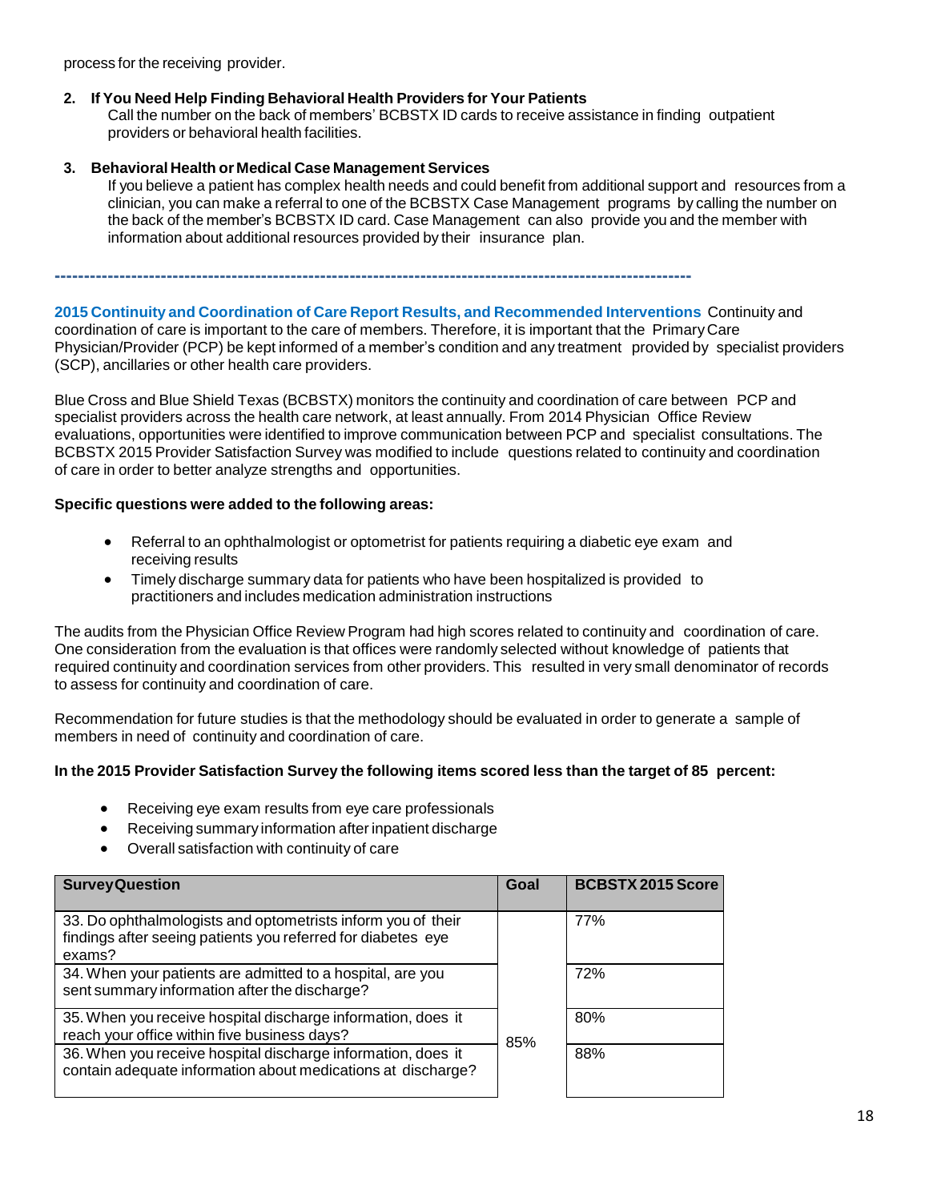process for the receiving provider.

2. **If You Need Help Finding Behavioral Health Providers for Your Patients**
   Call the number on the back of members' BCBSTX ID cards to receive assistance in finding outpatient providers or behavioral health facilities.

3. **Behavioral Health or Medical Case Management Services**
   If you believe a patient has complex health needs and could benefit from additional support and resources from a clinician, you can make a referral to one of the BCBSTX Case Management programs by calling the number on the back of the member's BCBSTX ID card. Case Management can also provide you and the member with information about additional resources provided by their insurance plan.

---

**2015 Continuity and Coordination of Care Report Results, and Recommended Interventions** Continuity and coordination of care is important to the care of members. Therefore, it is important that the Primary Care Physician/Provider (PCP) be kept informed of a member's condition and any treatment provided by specialist providers (SCP), ancillaries or other health care providers.

Blue Cross and Blue Shield Texas (BCBSTX) monitors the continuity and coordination of care between PCP and specialist providers across the health care network, at least annually. From 2014 Physician Office Review evaluations, opportunities were identified to improve communication between PCP and specialist consultations. The BCBSTX 2015 Provider Satisfaction Survey was modified to include questions related to continuity and coordination of care in order to better analyze strengths and opportunities.

**Specific questions were added to the following areas:**

- Referral to an ophthalmologist or optometrist for patients requiring a diabetic eye exam and receiving results
- Timely discharge summary data for patients who have been hospitalized is provided to practitioners and includes medication administration instructions

The audits from the Physician Office Review Program had high scores related to continuity and coordination of care. One consideration from the evaluation is that offices were randomly selected without knowledge of patients that required continuity and coordination services from other providers. This resulted in very small denominator of records to assess for continuity and coordination of care.

Recommendation for future studies is that the methodology should be evaluated in order to generate a sample of members in need of continuity and coordination of care.

**In the 2015 Provider Satisfaction Survey the following items scored less than the target of 85 percent:**

- Receiving eye exam results from eye care professionals
- Receiving summary information after inpatient discharge
- Overall satisfaction with continuity of care

| Survey Question | Goal | BCBSTX 2015 Score |
|---|---|---|
| 33. Do ophthalmologists and optometrists inform you of their findings after seeing patients you referred for diabetes eye exams? | 85% | 77% |
| 34. When your patients are admitted to a hospital, are you sent summary information after the discharge? | | 72% |
| 35. When you receive hospital discharge information, does it reach your office within five business days? | | 80% |
| 36. When you receive hospital discharge information, does it contain adequate information about medications at discharge? | | 88% |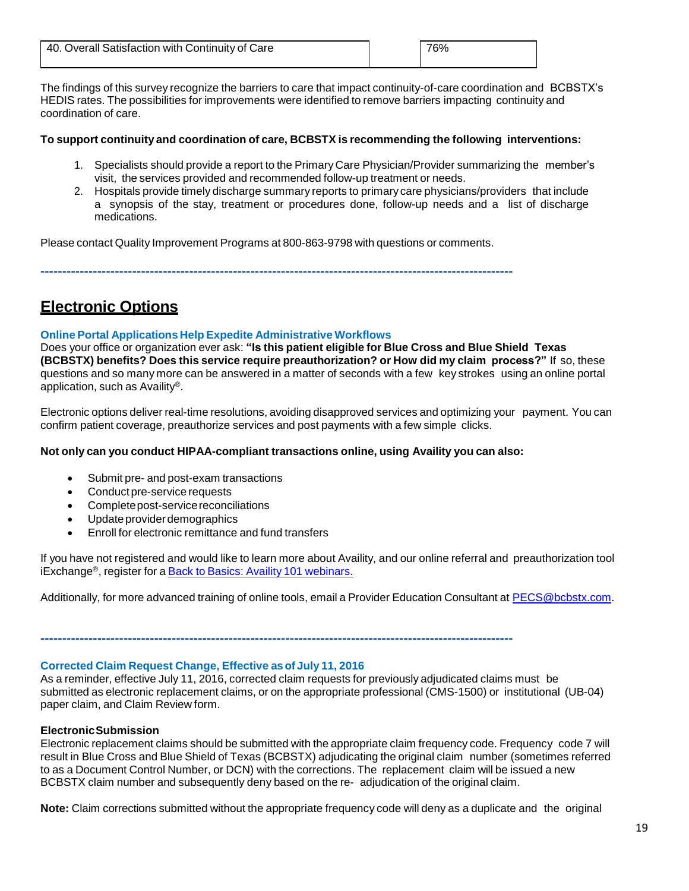| 40. Overall Satisfaction with Continuity of Care | | 76% |
|---|---|---|

The findings of this survey recognize the barriers to care that impact continuity-of-care coordination and BCBSTX's HEDIS rates. The possibilities for improvements were identified to remove barriers impacting continuity and coordination of care.

**To support continuity and coordination of care, BCBSTX is recommending the following interventions:**

1. Specialists should provide a report to the Primary Care Physician/Provider summarizing the member's visit, the services provided and recommended follow-up treatment or needs.
2. Hospitals provide timely discharge summary reports to primary care physicians/providers that include a synopsis of the stay, treatment or procedures done, follow-up needs and a list of discharge medications.

Please contact Quality Improvement Programs at 800-863-9798 with questions or comments.

---

# Electronic Options

### Online Portal Applications Help Expedite Administrative Workflows

Does your office or organization ever ask: **"Is this patient eligible for Blue Cross and Blue Shield Texas (BCBSTX) benefits? Does this service require preauthorization? or How did my claim process?"** If so, these questions and so many more can be answered in a matter of seconds with a few key strokes using an online portal application, such as Availity®.

Electronic options deliver real-time resolutions, avoiding disapproved services and optimizing your payment. You can confirm patient coverage, preauthorize services and post payments with a few simple clicks.

**Not only can you conduct HIPAA-compliant transactions online, using Availity you can also:**

- Submit pre- and post-exam transactions
- Conduct pre-service requests
- Complete post-service reconciliations
- Update provider demographics
- Enroll for electronic remittance and fund transfers

If you have not registered and would like to learn more about Availity, and our online referral and preauthorization tool iExchange®, register for a Back to Basics: Availity 101 webinars.

Additionally, for more advanced training of online tools, email a Provider Education Consultant at PECS@bcbstx.com.

---

### Corrected Claim Request Change, Effective as of July 11, 2016

As a reminder, effective July 11, 2016, corrected claim requests for previously adjudicated claims must be submitted as electronic replacement claims, or on the appropriate professional (CMS-1500) or institutional (UB-04) paper claim, and Claim Review form.

**Electronic Submission**

Electronic replacement claims should be submitted with the appropriate claim frequency code. Frequency code 7 will result in Blue Cross and Blue Shield of Texas (BCBSTX) adjudicating the original claim number (sometimes referred to as a Document Control Number, or DCN) with the corrections. The replacement claim will be issued a new BCBSTX claim number and subsequently deny based on the re- adjudication of the original claim.

**Note:** Claim corrections submitted without the appropriate frequency code will deny as a duplicate and the original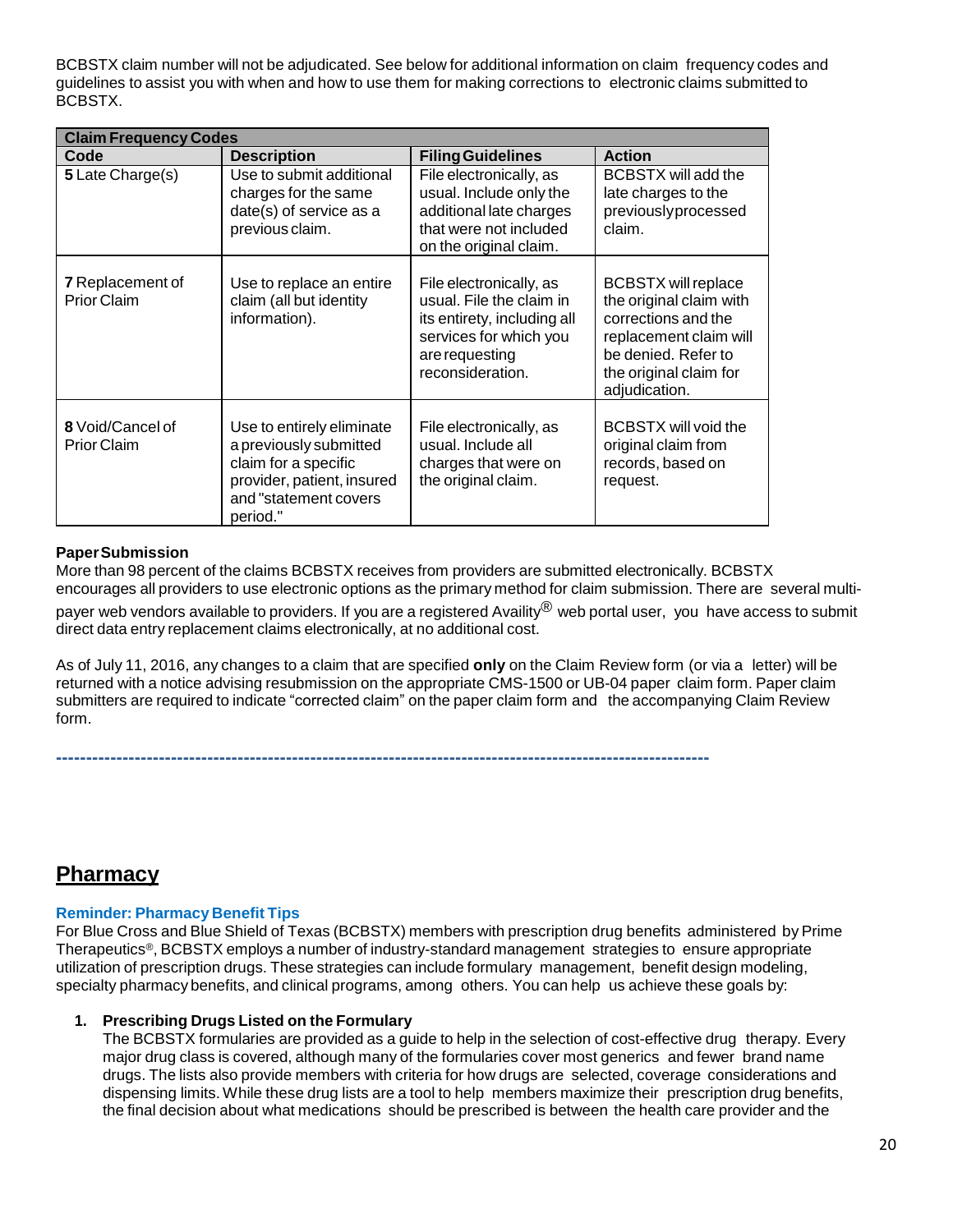BCBSTX claim number will not be adjudicated. See below for additional information on claim frequency codes and guidelines to assist you with when and how to use them for making corrections to electronic claims submitted to BCBSTX.

| Claim Frequency Codes | | | |
|---|---|---|---|
| **Code** | **Description** | **Filing Guidelines** | **Action** |
| **5** Late Charge(s) | Use to submit additional charges for the same date(s) of service as a previous claim. | File electronically, as usual. Include only the additional late charges that were not included on the original claim. | BCBSTX will add the late charges to the previously processed claim. |
| **7** Replacement of Prior Claim | Use to replace an entire claim (all but identity information). | File electronically, as usual. File the claim in its entirety, including all services for which you are requesting reconsideration. | BCBSTX will replace the original claim with corrections and the replacement claim will be denied. Refer to the original claim for adjudication. |
| **8** Void/Cancel of Prior Claim | Use to entirely eliminate a previously submitted claim for a specific provider, patient, insured and "statement covers period." | File electronically, as usual. Include all charges that were on the original claim. | BCBSTX will void the original claim from records, based on request. |

**Paper Submission**

More than 98 percent of the claims BCBSTX receives from providers are submitted electronically. BCBSTX encourages all providers to use electronic options as the primary method for claim submission. There are several multi-payer web vendors available to providers. If you are a registered Availity® web portal user, you have access to submit direct data entry replacement claims electronically, at no additional cost.

As of July 11, 2016, any changes to a claim that are specified **only** on the Claim Review form (or via a letter) will be returned with a notice advising resubmission on the appropriate CMS-1500 or UB-04 paper claim form. Paper claim submitters are required to indicate "corrected claim" on the paper claim form and the accompanying Claim Review form.

---

## Pharmacy

### Reminder: Pharmacy Benefit Tips

For Blue Cross and Blue Shield of Texas (BCBSTX) members with prescription drug benefits administered by Prime Therapeutics®, BCBSTX employs a number of industry-standard management strategies to ensure appropriate utilization of prescription drugs. These strategies can include formulary management, benefit design modeling, specialty pharmacy benefits, and clinical programs, among others. You can help us achieve these goals by:

1. **Prescribing Drugs Listed on the Formulary**
   The BCBSTX formularies are provided as a guide to help in the selection of cost-effective drug therapy. Every major drug class is covered, although many of the formularies cover most generics and fewer brand name drugs. The lists also provide members with criteria for how drugs are selected, coverage considerations and dispensing limits. While these drug lists are a tool to help members maximize their prescription drug benefits, the final decision about what medications should be prescribed is between the health care provider and the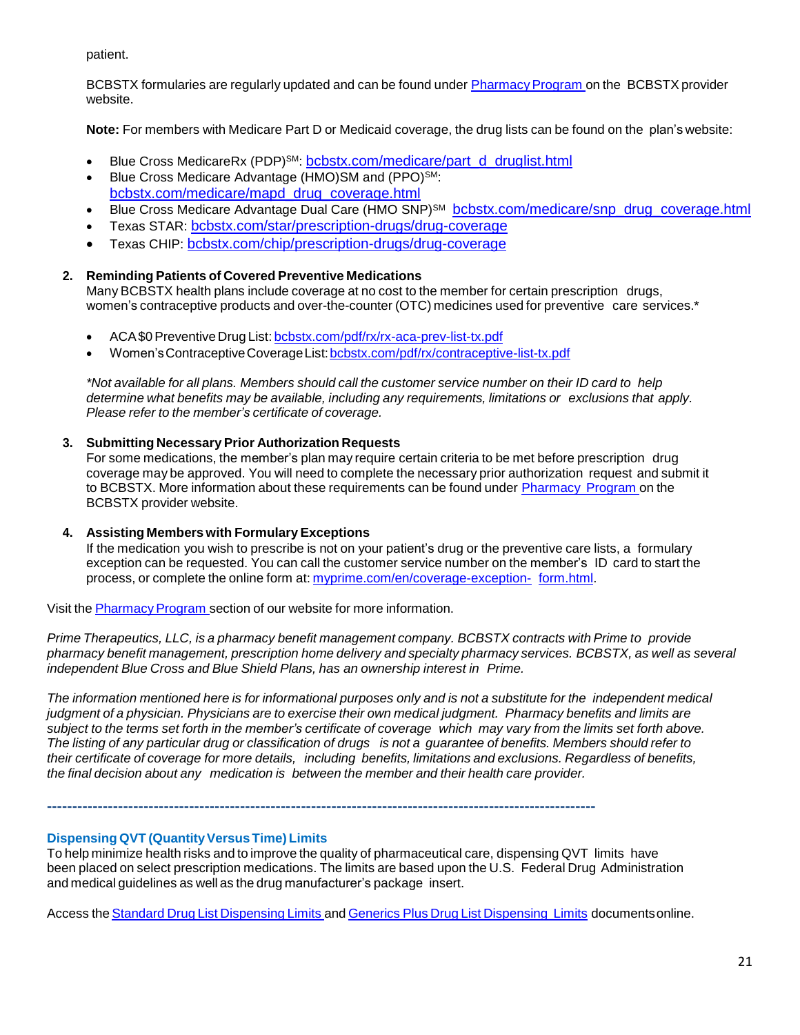patient.

BCBSTX formularies are regularly updated and can be found under Pharmacy Program on the BCBSTX provider website.

**Note:** For members with Medicare Part D or Medicaid coverage, the drug lists can be found on the plan's website:

- Blue Cross MedicareRx (PDP)SM: bcbstx.com/medicare/part_d_druglist.html
- Blue Cross Medicare Advantage (HMO)SM and (PPO)SM: bcbstx.com/medicare/mapd_drug_coverage.html
- Blue Cross Medicare Advantage Dual Care (HMO SNP)SM bcbstx.com/medicare/snp_drug_coverage.html
- Texas STAR: bcbstx.com/star/prescription-drugs/drug-coverage
- Texas CHIP: bcbstx.com/chip/prescription-drugs/drug-coverage

2. **Reminding Patients of Covered Preventive Medications**
   Many BCBSTX health plans include coverage at no cost to the member for certain prescription drugs, women's contraceptive products and over-the-counter (OTC) medicines used for preventive care services.*

   - ACA $0 Preventive Drug List: bcbstx.com/pdf/rx/rx-aca-prev-list-tx.pdf
   - Women's Contraceptive Coverage List: bcbstx.com/pdf/rx/contraceptive-list-tx.pdf

   **Not available for all plans. Members should call the customer service number on their ID card to help determine what benefits may be available, including any requirements, limitations or exclusions that apply. Please refer to the member's certificate of coverage.*

3. **Submitting Necessary Prior Authorization Requests**
   For some medications, the member's plan may require certain criteria to be met before prescription drug coverage may be approved. You will need to complete the necessary prior authorization request and submit it to BCBSTX. More information about these requirements can be found under Pharmacy Program on the BCBSTX provider website.

4. **Assisting Members with Formulary Exceptions**
   If the medication you wish to prescribe is not on your patient's drug or the preventive care lists, a formulary exception can be requested. You can call the customer service number on the member's ID card to start the process, or complete the online form at: myprime.com/en/coverage-exception-form.html.

Visit the Pharmacy Program section of our website for more information.

*Prime Therapeutics, LLC, is a pharmacy benefit management company. BCBSTX contracts with Prime to provide pharmacy benefit management, prescription home delivery and specialty pharmacy services. BCBSTX, as well as several independent Blue Cross and Blue Shield Plans, has an ownership interest in Prime.*

*The information mentioned here is for informational purposes only and is not a substitute for the independent medical judgment of a physician. Physicians are to exercise their own medical judgment. Pharmacy benefits and limits are subject to the terms set forth in the member's certificate of coverage which may vary from the limits set forth above. The listing of any particular drug or classification of drugs is not a guarantee of benefits. Members should refer to their certificate of coverage for more details, including benefits, limitations and exclusions. Regardless of benefits, the final decision about any medication is between the member and their health care provider.*

---

### Dispensing QVT (Quantity Versus Time) Limits

To help minimize health risks and to improve the quality of pharmaceutical care, dispensing QVT limits have been placed on select prescription medications. The limits are based upon the U.S. Federal Drug Administration and medical guidelines as well as the drug manufacturer's package insert.

Access the Standard Drug List Dispensing Limits and Generics Plus Drug List Dispensing Limits documents online.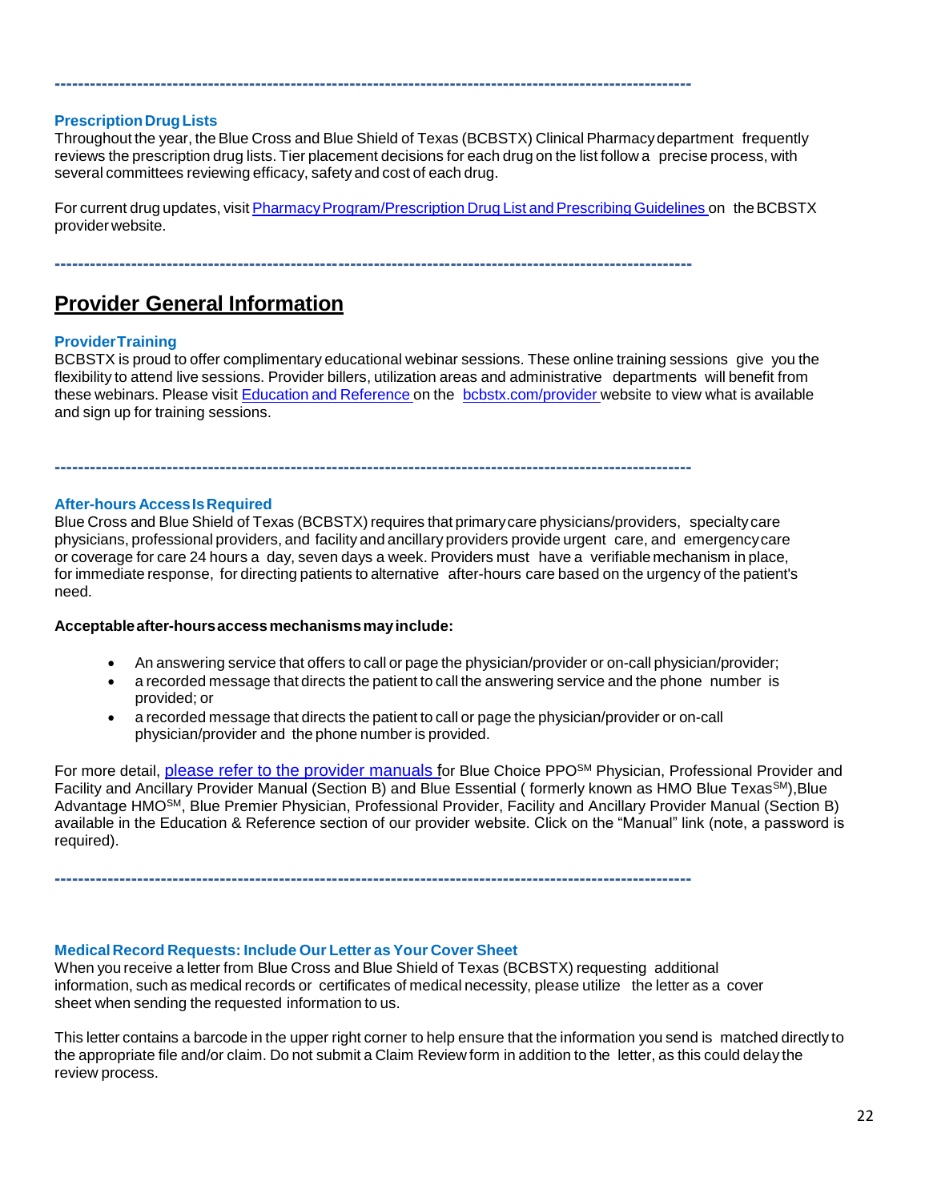---

### Prescription Drug Lists

Throughout the year, the Blue Cross and Blue Shield of Texas (BCBSTX) Clinical Pharmacy department frequently reviews the prescription drug lists. Tier placement decisions for each drug on the list follow a precise process, with several committees reviewing efficacy, safety and cost of each drug.

For current drug updates, visit Pharmacy Program/Prescription Drug List and Prescribing Guidelines on the BCBSTX provider website.

---

## Provider General Information

### Provider Training

BCBSTX is proud to offer complimentary educational webinar sessions. These online training sessions give you the flexibility to attend live sessions. Provider billers, utilization areas and administrative departments will benefit from these webinars. Please visit Education and Reference on the bcbstx.com/provider website to view what is available and sign up for training sessions.

---

### After-hours Access Is Required

Blue Cross and Blue Shield of Texas (BCBSTX) requires that primary care physicians/providers, specialty care physicians, professional providers, and facility and ancillary providers provide urgent care, and emergency care or coverage for care 24 hours a day, seven days a week. Providers must have a verifiable mechanism in place, for immediate response, for directing patients to alternative after-hours care based on the urgency of the patient's need.

**Acceptable after-hours access mechanisms may include:**

- An answering service that offers to call or page the physician/provider or on-call physician/provider;
- a recorded message that directs the patient to call the answering service and the phone number is provided; or
- a recorded message that directs the patient to call or page the physician/provider or on-call physician/provider and the phone number is provided.

For more detail, please refer to the provider manuals for Blue Choice PPO[SM] Physician, Professional Provider and Facility and Ancillary Provider Manual (Section B) and Blue Essential ( formerly known as HMO Blue Texas[SM]),Blue Advantage HMO[SM], Blue Premier Physician, Professional Provider, Facility and Ancillary Provider Manual (Section B) available in the Education & Reference section of our provider website. Click on the "Manual" link (note, a password is required).

---

### Medical Record Requests: Include Our Letter as Your Cover Sheet

When you receive a letter from Blue Cross and Blue Shield of Texas (BCBSTX) requesting additional information, such as medical records or certificates of medical necessity, please utilize the letter as a cover sheet when sending the requested information to us.

This letter contains a barcode in the upper right corner to help ensure that the information you send is matched directly to the appropriate file and/or claim. Do not submit a Claim Review form in addition to the letter, as this could delay the review process.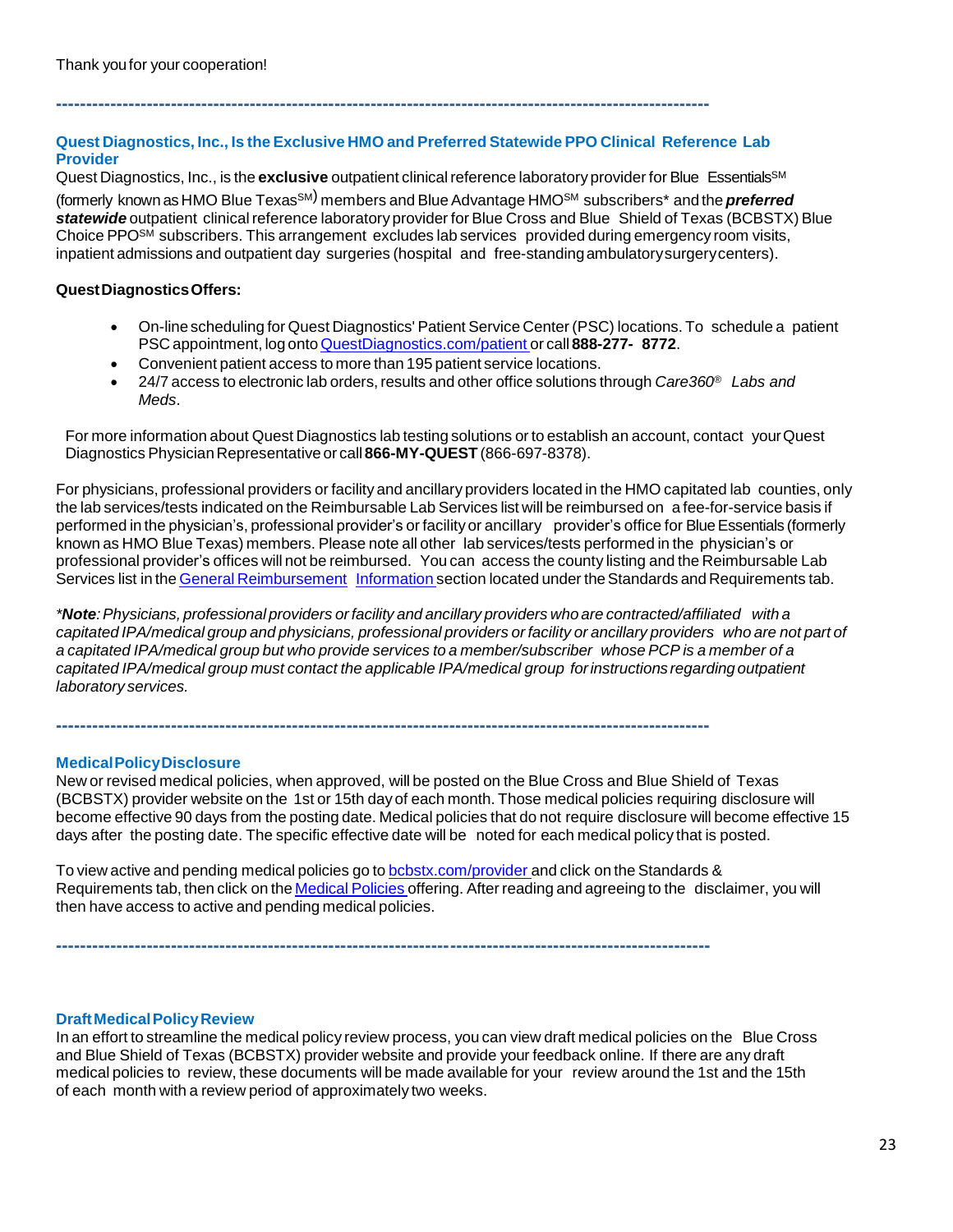Thank you for your cooperation!

---

## Quest Diagnostics, Inc., Is the Exclusive HMO and Preferred Statewide PPO Clinical Reference Lab Provider

Quest Diagnostics, Inc., is the **exclusive** outpatient clinical reference laboratory provider for Blue Essentials℠ (formerly known as HMO Blue Texas℠) members and Blue Advantage HMO℠ subscribers* and the ***preferred statewide*** outpatient clinical reference laboratory provider for Blue Cross and Blue Shield of Texas (BCBSTX) Blue Choice PPO℠ subscribers. This arrangement excludes lab services provided during emergency room visits, inpatient admissions and outpatient day surgeries (hospital and free-standing ambulatory surgery centers).

**Quest Diagnostics Offers:**

- On-line scheduling for Quest Diagnostics' Patient Service Center (PSC) locations. To schedule a patient PSC appointment, log onto QuestDiagnostics.com/patient or call **888-277- 8772**.
- Convenient patient access to more than 195 patient service locations.
- 24/7 access to electronic lab orders, results and other office solutions through *Care360® Labs and Meds*.

For more information about Quest Diagnostics lab testing solutions or to establish an account, contact your Quest Diagnostics Physician Representative or call **866-MY-QUEST** (866-697-8378).

For physicians, professional providers or facility and ancillary providers located in the HMO capitated lab counties, only the lab services/tests indicated on the Reimbursable Lab Services list will be reimbursed on a fee-for-service basis if performed in the physician's, professional provider's or facility or ancillary provider's office for Blue Essentials (formerly known as HMO Blue Texas) members. Please note all other lab services/tests performed in the physician's or professional provider's offices will not be reimbursed. You can access the county listing and the Reimbursable Lab Services list in the General Reimbursement Information section located under the Standards and Requirements tab.

****Note**: Physicians, professional providers or facility and ancillary providers who are contracted/affiliated with a capitated IPA/medical group and physicians, professional providers or facility or ancillary providers who are not part of a capitated IPA/medical group but who provide services to a member/subscriber whose PCP is a member of a capitated IPA/medical group must contact the applicable IPA/medical group for instructions regarding outpatient laboratory services.*

---

## Medical Policy Disclosure

New or revised medical policies, when approved, will be posted on the Blue Cross and Blue Shield of Texas (BCBSTX) provider website on the 1st or 15th day of each month. Those medical policies requiring disclosure will become effective 90 days from the posting date. Medical policies that do not require disclosure will become effective 15 days after the posting date. The specific effective date will be noted for each medical policy that is posted.

To view active and pending medical policies go to bcbstx.com/provider and click on the Standards & Requirements tab, then click on the Medical Policies offering. After reading and agreeing to the disclaimer, you will then have access to active and pending medical policies.

---

## Draft Medical Policy Review

In an effort to streamline the medical policy review process, you can view draft medical policies on the Blue Cross and Blue Shield of Texas (BCBSTX) provider website and provide your feedback online. If there are any draft medical policies to review, these documents will be made available for your review around the 1st and the 15th of each month with a review period of approximately two weeks.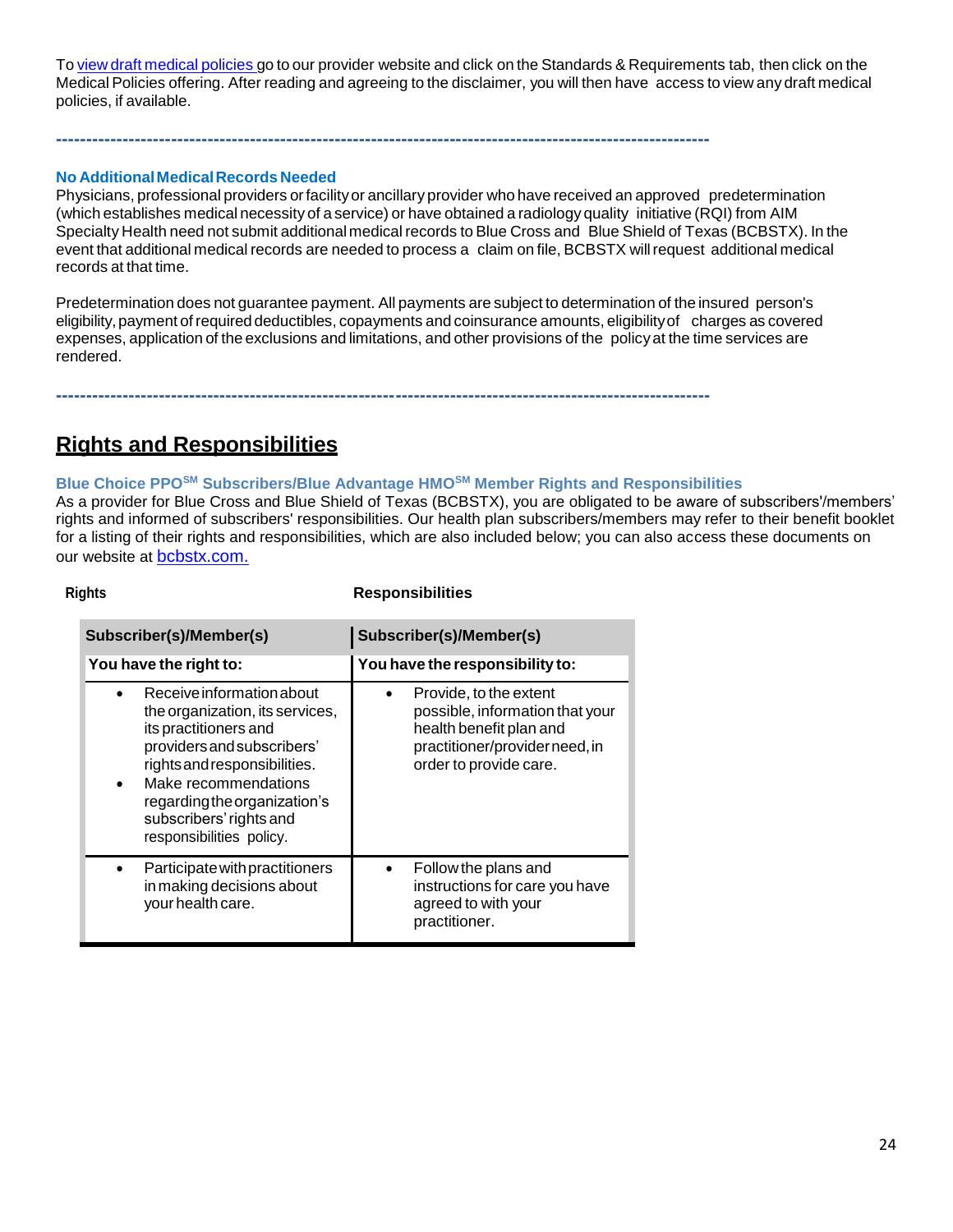To view draft medical policies go to our provider website and click on the Standards & Requirements tab, then click on the Medical Policies offering. After reading and agreeing to the disclaimer, you will then have access to view any draft medical policies, if available.

---

### No Additional Medical Records Needed

Physicians, professional providers or facility or ancillary provider who have received an approved predetermination (which establishes medical necessity of a service) or have obtained a radiology quality initiative (RQI) from AIM Specialty Health need not submit additional medical records to Blue Cross and Blue Shield of Texas (BCBSTX). In the event that additional medical records are needed to process a claim on file, BCBSTX will request additional medical records at that time.

Predetermination does not guarantee payment. All payments are subject to determination of the insured person's eligibility, payment of required deductibles, copayments and coinsurance amounts, eligibility of charges as covered expenses, application of the exclusions and limitations, and other provisions of the policy at the time services are rendered.

---

## Rights and Responsibilities

### Blue Choice PPO℠ Subscribers/Blue Advantage HMO℠ Member Rights and Responsibilities

As a provider for Blue Cross and Blue Shield of Texas (BCBSTX), you are obligated to be aware of subscribers'/members' rights and informed of subscribers' responsibilities. Our health plan subscribers/members may refer to their benefit booklet for a listing of their rights and responsibilities, which are also included below; you can also access these documents on our website at bcbstx.com.

| Rights | Responsibilities |
|---|---|
| **Subscriber(s)/Member(s)** | **Subscriber(s)/Member(s)** |
| **You have the right to:** | **You have the responsibility to:** |
| • Receive information about the organization, its services, its practitioners and providers and subscribers' rights and responsibilities.<br>• Make recommendations regarding the organization's subscribers' rights and responsibilities policy. | • Provide, to the extent possible, information that your health benefit plan and practitioner/provider need, in order to provide care. |
| • Participate with practitioners in making decisions about your health care. | • Follow the plans and instructions for care you have agreed to with your practitioner. |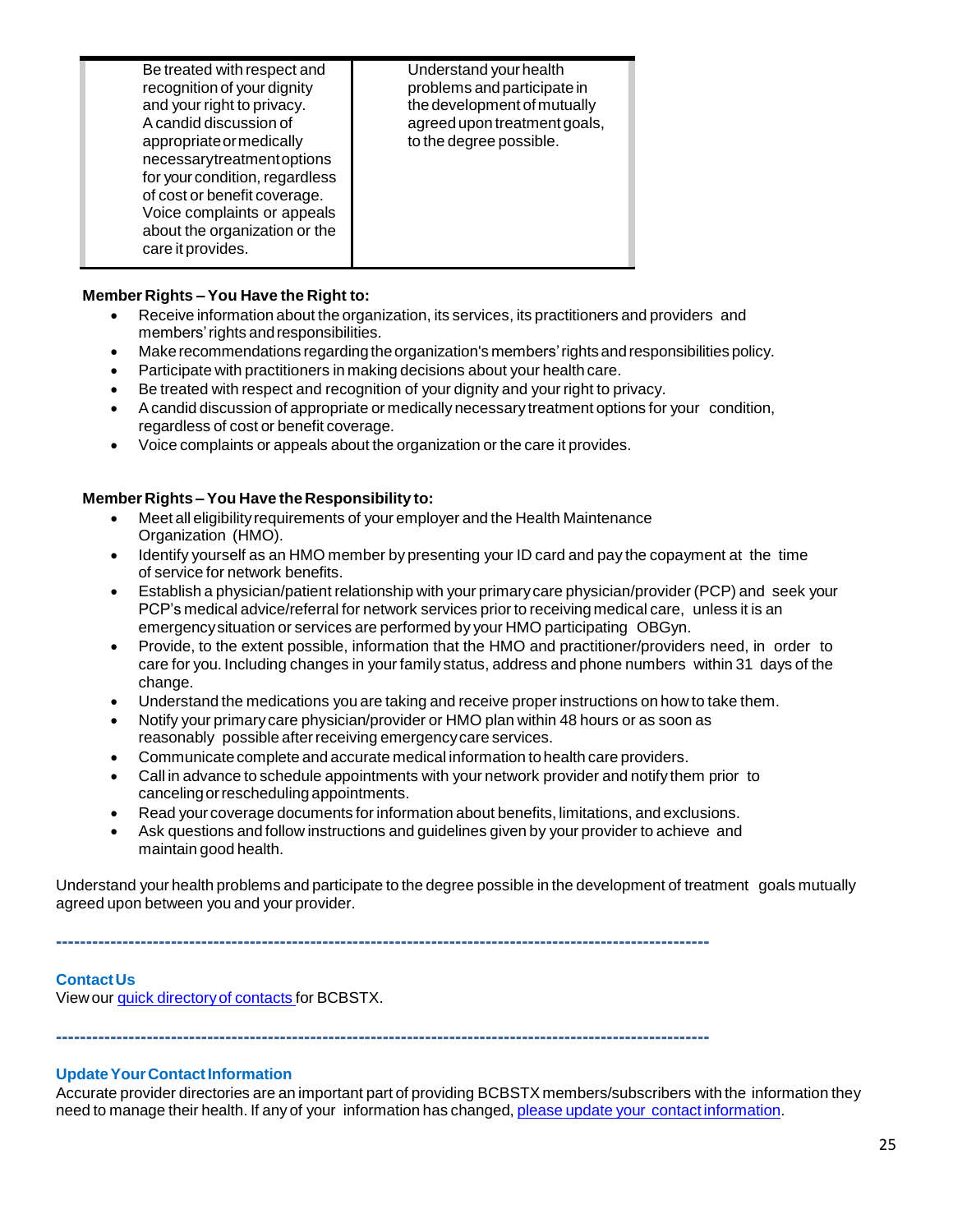| Be treated with respect and recognition of your dignity and your right to privacy. A candid discussion of appropriate or medically necessary treatment options for your condition, regardless of cost or benefit coverage. Voice complaints or appeals about the organization or the care it provides. | Understand your health problems and participate in the development of mutually agreed upon treatment goals, to the degree possible. |
|---|---|

**Member Rights – You Have the Right to:**

- Receive information about the organization, its services, its practitioners and providers and members' rights and responsibilities.
- Make recommendations regarding the organization's members' rights and responsibilities policy.
- Participate with practitioners in making decisions about your health care.
- Be treated with respect and recognition of your dignity and your right to privacy.
- A candid discussion of appropriate or medically necessary treatment options for your condition, regardless of cost or benefit coverage.
- Voice complaints or appeals about the organization or the care it provides.

**Member Rights – You Have the Responsibility to:**

- Meet all eligibility requirements of your employer and the Health Maintenance Organization (HMO).
- Identify yourself as an HMO member by presenting your ID card and pay the copayment at the time of service for network benefits.
- Establish a physician/patient relationship with your primary care physician/provider (PCP) and seek your PCP's medical advice/referral for network services prior to receiving medical care, unless it is an emergency situation or services are performed by your HMO participating OBGyn.
- Provide, to the extent possible, information that the HMO and practitioner/providers need, in order to care for you. Including changes in your family status, address and phone numbers within 31 days of the change.
- Understand the medications you are taking and receive proper instructions on how to take them.
- Notify your primary care physician/provider or HMO plan within 48 hours or as soon as reasonably possible after receiving emergency care services.
- Communicate complete and accurate medical information to health care providers.
- Call in advance to schedule appointments with your network provider and notify them prior to canceling or rescheduling appointments.
- Read your coverage documents for information about benefits, limitations, and exclusions.
- Ask questions and follow instructions and guidelines given by your provider to achieve and maintain good health.

Understand your health problems and participate to the degree possible in the development of treatment goals mutually agreed upon between you and your provider.

---

### Contact Us

View our [quick directory of contacts](#) for BCBSTX.

---

### Update Your Contact Information

Accurate provider directories are an important part of providing BCBSTX members/subscribers with the information they need to manage their health. If any of your information has changed, [please update your contact information](#).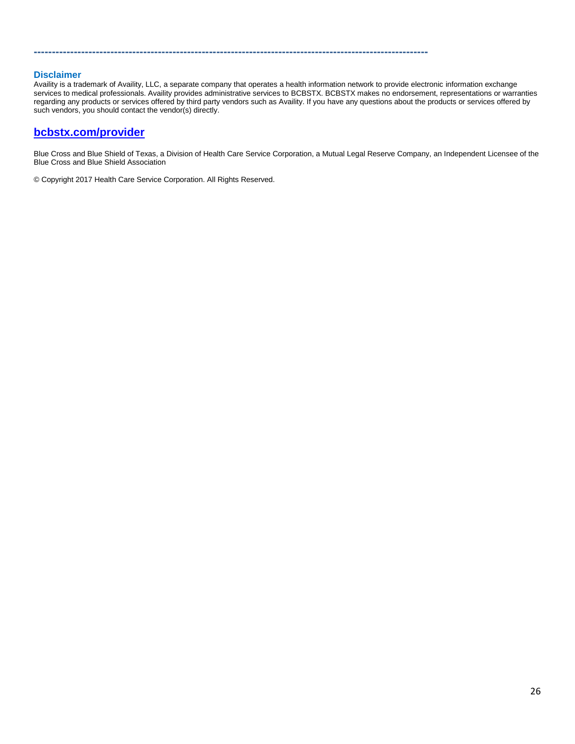---

### Disclaimer

Availity is a trademark of Availity, LLC, a separate company that operates a health information network to provide electronic information exchange services to medical professionals. Availity provides administrative services to BCBSTX. BCBSTX makes no endorsement, representations or warranties regarding any products or services offered by third party vendors such as Availity. If you have any questions about the products or services offered by such vendors, you should contact the vendor(s) directly.

## bcbstx.com/provider

Blue Cross and Blue Shield of Texas, a Division of Health Care Service Corporation, a Mutual Legal Reserve Company, an Independent Licensee of the Blue Cross and Blue Shield Association

© Copyright 2017 Health Care Service Corporation. All Rights Reserved.